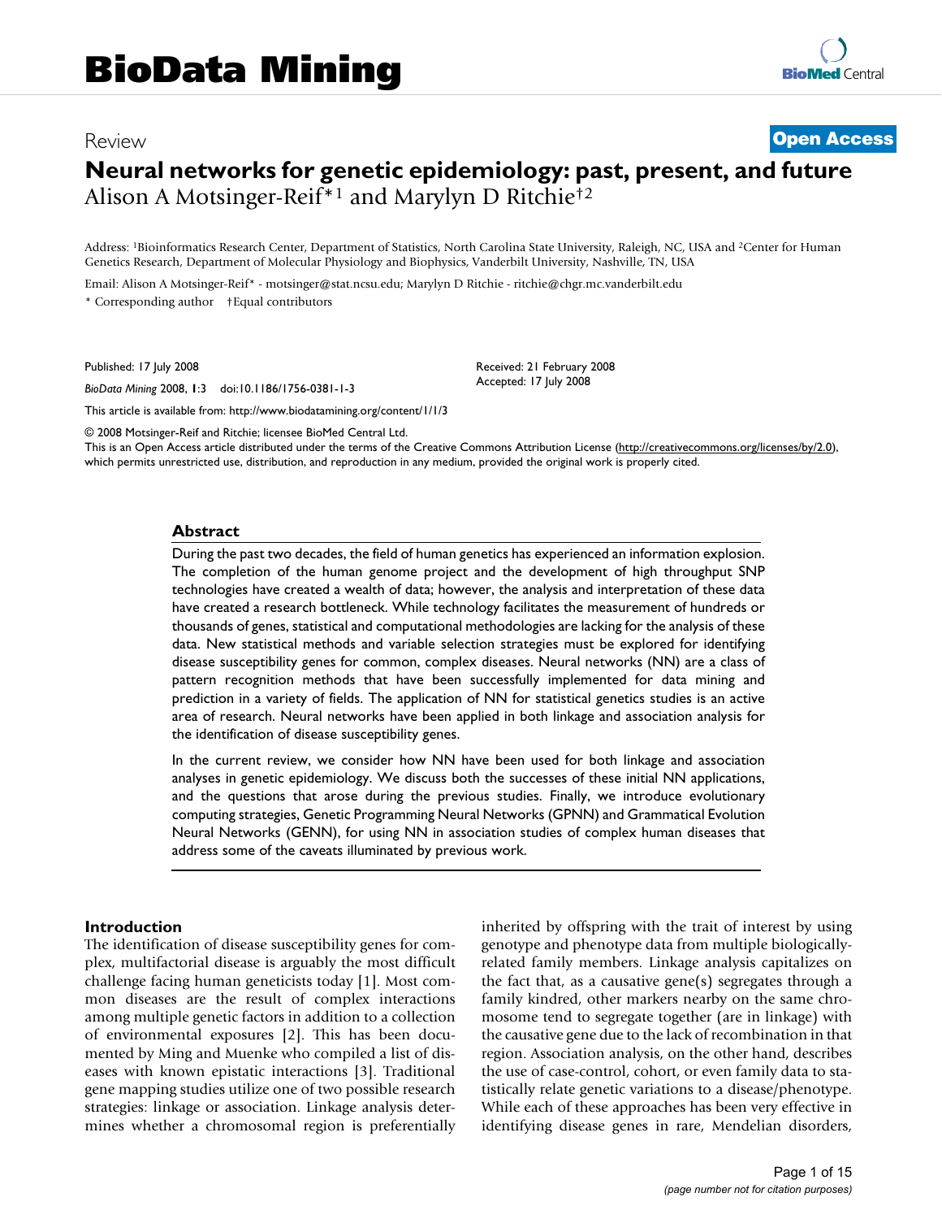# BioData Mining

Review

**Open Access**

# Neural networks for genetic epidemiology: past, present, and future

Alison A Motsinger-Reif*[1] and Marylyn D Ritchie†[2]

Address: [1]Bioinformatics Research Center, Department of Statistics, North Carolina State University, Raleigh, NC, USA and [2]Center for Human Genetics Research, Department of Molecular Physiology and Biophysics, Vanderbilt University, Nashville, TN, USA

Email: Alison A Motsinger-Reif* - motsinger@stat.ncsu.edu; Marylyn D Ritchie - ritchie@chgr.mc.vanderbilt.edu

\* Corresponding author †Equal contributors

Published: 17 July 2008

*BioData Mining* 2008, **1**:3 doi:10.1186/1756-0381-1-3

Received: 21 February 2008
Accepted: 17 July 2008

This article is available from: http://www.biodatamining.org/content/1/1/3

© 2008 Motsinger-Reif and Ritchie; licensee BioMed Central Ltd.
This is an Open Access article distributed under the terms of the Creative Commons Attribution License (http://creativecommons.org/licenses/by/2.0), which permits unrestricted use, distribution, and reproduction in any medium, provided the original work is properly cited.

## Abstract

During the past two decades, the field of human genetics has experienced an information explosion. The completion of the human genome project and the development of high throughput SNP technologies have created a wealth of data; however, the analysis and interpretation of these data have created a research bottleneck. While technology facilitates the measurement of hundreds or thousands of genes, statistical and computational methodologies are lacking for the analysis of these data. New statistical methods and variable selection strategies must be explored for identifying disease susceptibility genes for common, complex diseases. Neural networks (NN) are a class of pattern recognition methods that have been successfully implemented for data mining and prediction in a variety of fields. The application of NN for statistical genetics studies is an active area of research. Neural networks have been applied in both linkage and association analysis for the identification of disease susceptibility genes.

In the current review, we consider how NN have been used for both linkage and association analyses in genetic epidemiology. We discuss both the successes of these initial NN applications, and the questions that arose during the previous studies. Finally, we introduce evolutionary computing strategies, Genetic Programming Neural Networks (GPNN) and Grammatical Evolution Neural Networks (GENN), for using NN in association studies of complex human diseases that address some of the caveats illuminated by previous work.

## Introduction

The identification of disease susceptibility genes for complex, multifactorial disease is arguably the most difficult challenge facing human geneticists today [1]. Most common diseases are the result of complex interactions among multiple genetic factors in addition to a collection of environmental exposures [2]. This has been documented by Ming and Muenke who compiled a list of diseases with known epistatic interactions [3]. Traditional gene mapping studies utilize one of two possible research strategies: linkage or association. Linkage analysis determines whether a chromosomal region is preferentially inherited by offspring with the trait of interest by using genotype and phenotype data from multiple biologically-related family members. Linkage analysis capitalizes on the fact that, as a causative gene(s) segregates through a family kindred, other markers nearby on the same chromosome tend to segregate together (are in linkage) with the causative gene due to the lack of recombination in that region. Association analysis, on the other hand, describes the use of case-control, cohort, or even family data to statistically relate genetic variations to a disease/phenotype. While each of these approaches has been very effective in identifying disease genes in rare, Mendelian disorders,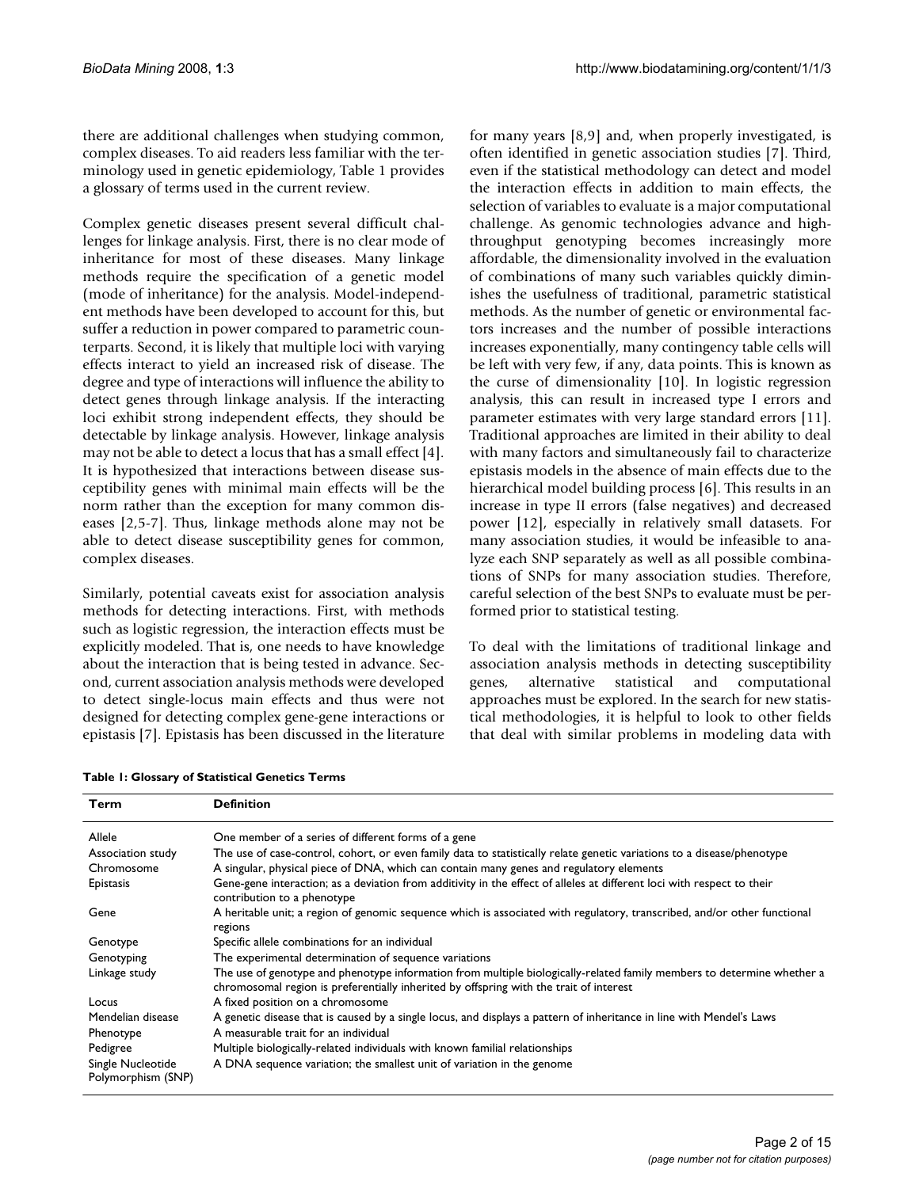there are additional challenges when studying common, complex diseases. To aid readers less familiar with the terminology used in genetic epidemiology, Table 1 provides a glossary of terms used in the current review.

Complex genetic diseases present several difficult challenges for linkage analysis. First, there is no clear mode of inheritance for most of these diseases. Many linkage methods require the specification of a genetic model (mode of inheritance) for the analysis. Model-independent methods have been developed to account for this, but suffer a reduction in power compared to parametric counterparts. Second, it is likely that multiple loci with varying effects interact to yield an increased risk of disease. The degree and type of interactions will influence the ability to detect genes through linkage analysis. If the interacting loci exhibit strong independent effects, they should be detectable by linkage analysis. However, linkage analysis may not be able to detect a locus that has a small effect [4]. It is hypothesized that interactions between disease susceptibility genes with minimal main effects will be the norm rather than the exception for many common diseases [2,5-7]. Thus, linkage methods alone may not be able to detect disease susceptibility genes for common, complex diseases.

Similarly, potential caveats exist for association analysis methods for detecting interactions. First, with methods such as logistic regression, the interaction effects must be explicitly modeled. That is, one needs to have knowledge about the interaction that is being tested in advance. Second, current association analysis methods were developed to detect single-locus main effects and thus were not designed for detecting complex gene-gene interactions or epistasis [7]. Epistasis has been discussed in the literature for many years [8,9] and, when properly investigated, is often identified in genetic association studies [7]. Third, even if the statistical methodology can detect and model the interaction effects in addition to main effects, the selection of variables to evaluate is a major computational challenge. As genomic technologies advance and high-throughput genotyping becomes increasingly more affordable, the dimensionality involved in the evaluation of combinations of many such variables quickly diminishes the usefulness of traditional, parametric statistical methods. As the number of genetic or environmental factors increases and the number of possible interactions increases exponentially, many contingency table cells will be left with very few, if any, data points. This is known as the curse of dimensionality [10]. In logistic regression analysis, this can result in increased type I errors and parameter estimates with very large standard errors [11]. Traditional approaches are limited in their ability to deal with many factors and simultaneously fail to characterize epistasis models in the absence of main effects due to the hierarchical model building process [6]. This results in an increase in type II errors (false negatives) and decreased power [12], especially in relatively small datasets. For many association studies, it would be infeasible to analyze each SNP separately as well as all possible combinations of SNPs for many association studies. Therefore, careful selection of the best SNPs to evaluate must be performed prior to statistical testing.

To deal with the limitations of traditional linkage and association analysis methods in detecting susceptibility genes, alternative statistical and computational approaches must be explored. In the search for new statistical methodologies, it is helpful to look to other fields that deal with similar problems in modeling data with

**Table 1: Glossary of Statistical Genetics Terms**

| Term | Definition |
|---|---|
| Allele | One member of a series of different forms of a gene |
| Association study | The use of case-control, cohort, or even family data to statistically relate genetic variations to a disease/phenotype |
| Chromosome | A singular, physical piece of DNA, which can contain many genes and regulatory elements |
| Epistasis | Gene-gene interaction; as a deviation from additivity in the effect of alleles at different loci with respect to their contribution to a phenotype |
| Gene | A heritable unit; a region of genomic sequence which is associated with regulatory, transcribed, and/or other functional regions |
| Genotype | Specific allele combinations for an individual |
| Genotyping | The experimental determination of sequence variations |
| Linkage study | The use of genotype and phenotype information from multiple biologically-related family members to determine whether a chromosomal region is preferentially inherited by offspring with the trait of interest |
| Locus | A fixed position on a chromosome |
| Mendelian disease | A genetic disease that is caused by a single locus, and displays a pattern of inheritance in line with Mendel's Laws |
| Phenotype | A measurable trait for an individual |
| Pedigree | Multiple biologically-related individuals with known familial relationships |
| Single Nucleotide Polymorphism (SNP) | A DNA sequence variation; the smallest unit of variation in the genome |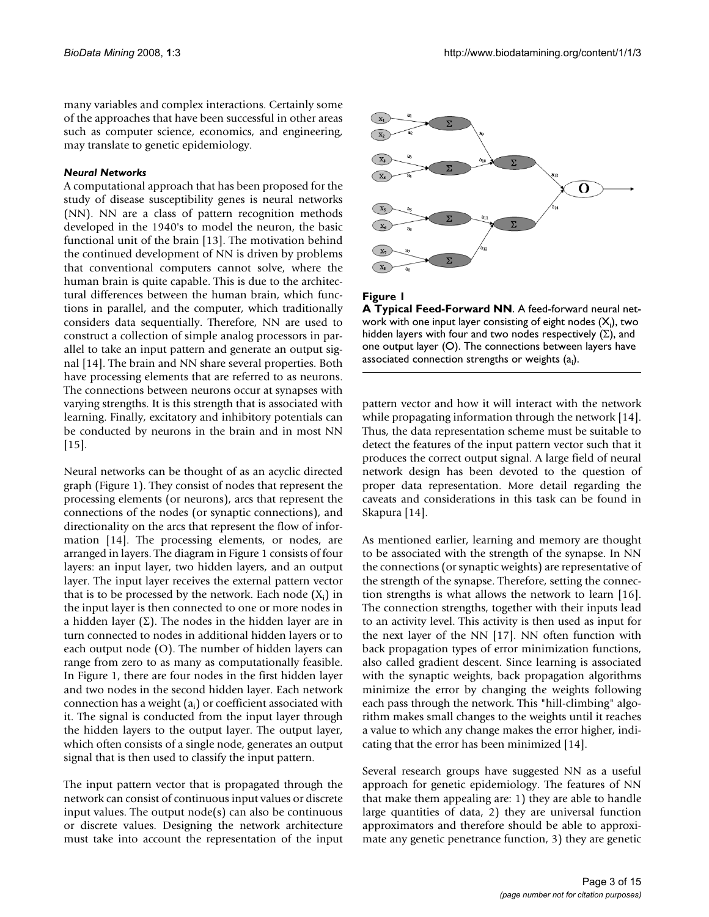many variables and complex interactions. Certainly some of the approaches that have been successful in other areas such as computer science, economics, and engineering, may translate to genetic epidemiology.

### *Neural Networks*

A computational approach that has been proposed for the study of disease susceptibility genes is neural networks (NN). NN are a class of pattern recognition methods developed in the 1940's to model the neuron, the basic functional unit of the brain [13]. The motivation behind the continued development of NN is driven by problems that conventional computers cannot solve, where the human brain is quite capable. This is due to the architectural differences between the human brain, which functions in parallel, and the computer, which traditionally considers data sequentially. Therefore, NN are used to construct a collection of simple analog processors in parallel to take an input pattern and generate an output signal [14]. The brain and NN share several properties. Both have processing elements that are referred to as neurons. The connections between neurons occur at synapses with varying strengths. It is this strength that is associated with learning. Finally, excitatory and inhibitory potentials can be conducted by neurons in the brain and in most NN [15].

Neural networks can be thought of as an acyclic directed graph (Figure 1). They consist of nodes that represent the processing elements (or neurons), arcs that represent the connections of the nodes (or synaptic connections), and directionality on the arcs that represent the flow of information [14]. The processing elements, or nodes, are arranged in layers. The diagram in Figure 1 consists of four layers: an input layer, two hidden layers, and an output layer. The input layer receives the external pattern vector that is to be processed by the network. Each node ($X_i$) in the input layer is then connected to one or more nodes in a hidden layer ($\Sigma$). The nodes in the hidden layer are in turn connected to nodes in additional hidden layers or to each output node (O). The number of hidden layers can range from zero to as many as computationally feasible. In Figure 1, there are four nodes in the first hidden layer and two nodes in the second hidden layer. Each network connection has a weight ($a_i$) or coefficient associated with it. The signal is conducted from the input layer through the hidden layers to the output layer. The output layer, which often consists of a single node, generates an output signal that is then used to classify the input pattern.

The input pattern vector that is propagated through the network can consist of continuous input values or discrete input values. The output node(s) can also be continuous or discrete values. Designing the network architecture must take into account the representation of the input pattern vector and how it will interact with the network while propagating information through the network [14]. Thus, the data representation scheme must be suitable to detect the features of the input pattern vector such that it produces the correct output signal. A large field of neural network design has been devoted to the question of proper data representation. More detail regarding the caveats and considerations in this task can be found in Skapura [14].

**Figure 1**

**A Typical Feed-Forward NN**. A feed-forward neural network with one input layer consisting of eight nodes ($X_i$), two hidden layers with four and two nodes respectively ($\Sigma$), and one output layer (O). The connections between layers have associated connection strengths or weights ($a_i$).

As mentioned earlier, learning and memory are thought to be associated with the strength of the synapse. In NN the connections (or synaptic weights) are representative of the strength of the synapse. Therefore, setting the connection strengths is what allows the network to learn [16]. The connection strengths, together with their inputs lead to an activity level. This activity is then used as input for the next layer of the NN [17]. NN often function with back propagation types of error minimization functions, also called gradient descent. Since learning is associated with the synaptic weights, back propagation algorithms minimize the error by changing the weights following each pass through the network. This "hill-climbing" algorithm makes small changes to the weights until it reaches a value to which any change makes the error higher, indicating that the error has been minimized [14].

Several research groups have suggested NN as a useful approach for genetic epidemiology. The features of NN that make them appealing are: 1) they are able to handle large quantities of data, 2) they are universal function approximators and therefore should be able to approximate any genetic penetrance function, 3) they are genetic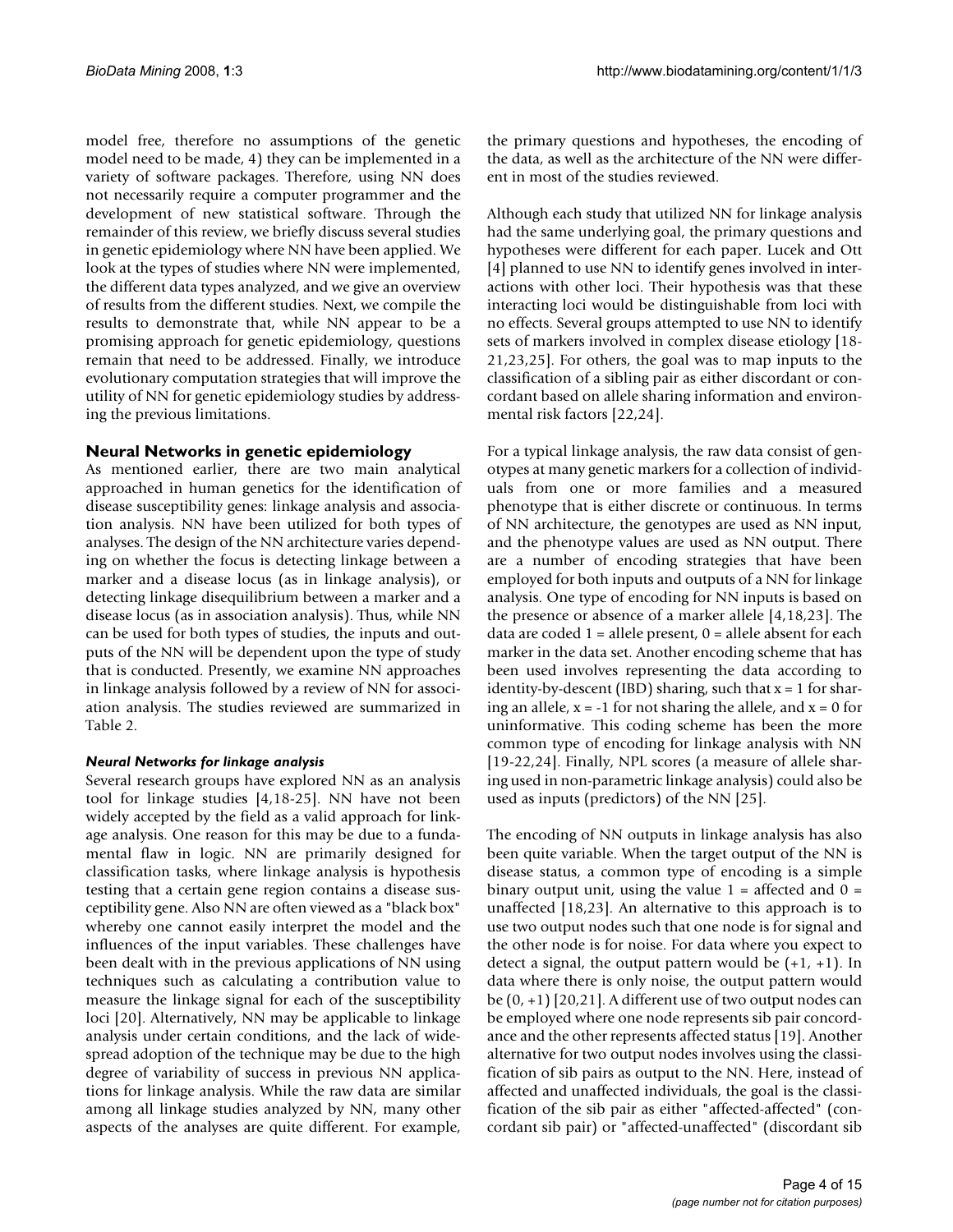model free, therefore no assumptions of the genetic model need to be made, 4) they can be implemented in a variety of software packages. Therefore, using NN does not necessarily require a computer programmer and the development of new statistical software. Through the remainder of this review, we briefly discuss several studies in genetic epidemiology where NN have been applied. We look at the types of studies where NN were implemented, the different data types analyzed, and we give an overview of results from the different studies. Next, we compile the results to demonstrate that, while NN appear to be a promising approach for genetic epidemiology, questions remain that need to be addressed. Finally, we introduce evolutionary computation strategies that will improve the utility of NN for genetic epidemiology studies by addressing the previous limitations.

## Neural Networks in genetic epidemiology

As mentioned earlier, there are two main analytical approached in human genetics for the identification of disease susceptibility genes: linkage analysis and association analysis. NN have been utilized for both types of analyses. The design of the NN architecture varies depending on whether the focus is detecting linkage between a marker and a disease locus (as in linkage analysis), or detecting linkage disequilibrium between a marker and a disease locus (as in association analysis). Thus, while NN can be used for both types of studies, the inputs and outputs of the NN will be dependent upon the type of study that is conducted. Presently, we examine NN approaches in linkage analysis followed by a review of NN for association analysis. The studies reviewed are summarized in Table 2.

### *Neural Networks for linkage analysis*

Several research groups have explored NN as an analysis tool for linkage studies [4,18-25]. NN have not been widely accepted by the field as a valid approach for linkage analysis. One reason for this may be due to a fundamental flaw in logic. NN are primarily designed for classification tasks, where linkage analysis is hypothesis testing that a certain gene region contains a disease susceptibility gene. Also NN are often viewed as a "black box" whereby one cannot easily interpret the model and the influences of the input variables. These challenges have been dealt with in the previous applications of NN using techniques such as calculating a contribution value to measure the linkage signal for each of the susceptibility loci [20]. Alternatively, NN may be applicable to linkage analysis under certain conditions, and the lack of widespread adoption of the technique may be due to the high degree of variability of success in previous NN applications for linkage analysis. While the raw data are similar among all linkage studies analyzed by NN, many other aspects of the analyses are quite different. For example, the primary questions and hypotheses, the encoding of the data, as well as the architecture of the NN were different in most of the studies reviewed.

Although each study that utilized NN for linkage analysis had the same underlying goal, the primary questions and hypotheses were different for each paper. Lucek and Ott [4] planned to use NN to identify genes involved in interactions with other loci. Their hypothesis was that these interacting loci would be distinguishable from loci with no effects. Several groups attempted to use NN to identify sets of markers involved in complex disease etiology [18-21,23,25]. For others, the goal was to map inputs to the classification of a sibling pair as either discordant or concordant based on allele sharing information and environmental risk factors [22,24].

For a typical linkage analysis, the raw data consist of genotypes at many genetic markers for a collection of individuals from one or more families and a measured phenotype that is either discrete or continuous. In terms of NN architecture, the genotypes are used as NN input, and the phenotype values are used as NN output. There are a number of encoding strategies that have been employed for both inputs and outputs of a NN for linkage analysis. One type of encoding for NN inputs is based on the presence or absence of a marker allele [4,18,23]. The data are coded 1 = allele present, 0 = allele absent for each marker in the data set. Another encoding scheme that has been used involves representing the data according to identity-by-descent (IBD) sharing, such that $x = 1$ for sharing an allele, $x = -1$ for not sharing the allele, and $x = 0$ for uninformative. This coding scheme has been the more common type of encoding for linkage analysis with NN [19-22,24]. Finally, NPL scores (a measure of allele sharing used in non-parametric linkage analysis) could also be used as inputs (predictors) of the NN [25].

The encoding of NN outputs in linkage analysis has also been quite variable. When the target output of the NN is disease status, a common type of encoding is a simple binary output unit, using the value 1 = affected and 0 = unaffected [18,23]. An alternative to this approach is to use two output nodes such that one node is for signal and the other node is for noise. For data where you expect to detect a signal, the output pattern would be (+1, +1). In data where there is only noise, the output pattern would be (0, +1) [20,21]. A different use of two output nodes can be employed where one node represents sib pair concordance and the other represents affected status [19]. Another alternative for two output nodes involves using the classification of sib pairs as output to the NN. Here, instead of affected and unaffected individuals, the goal is the classification of the sib pair as either "affected-affected" (concordant sib pair) or "affected-unaffected" (discordant sib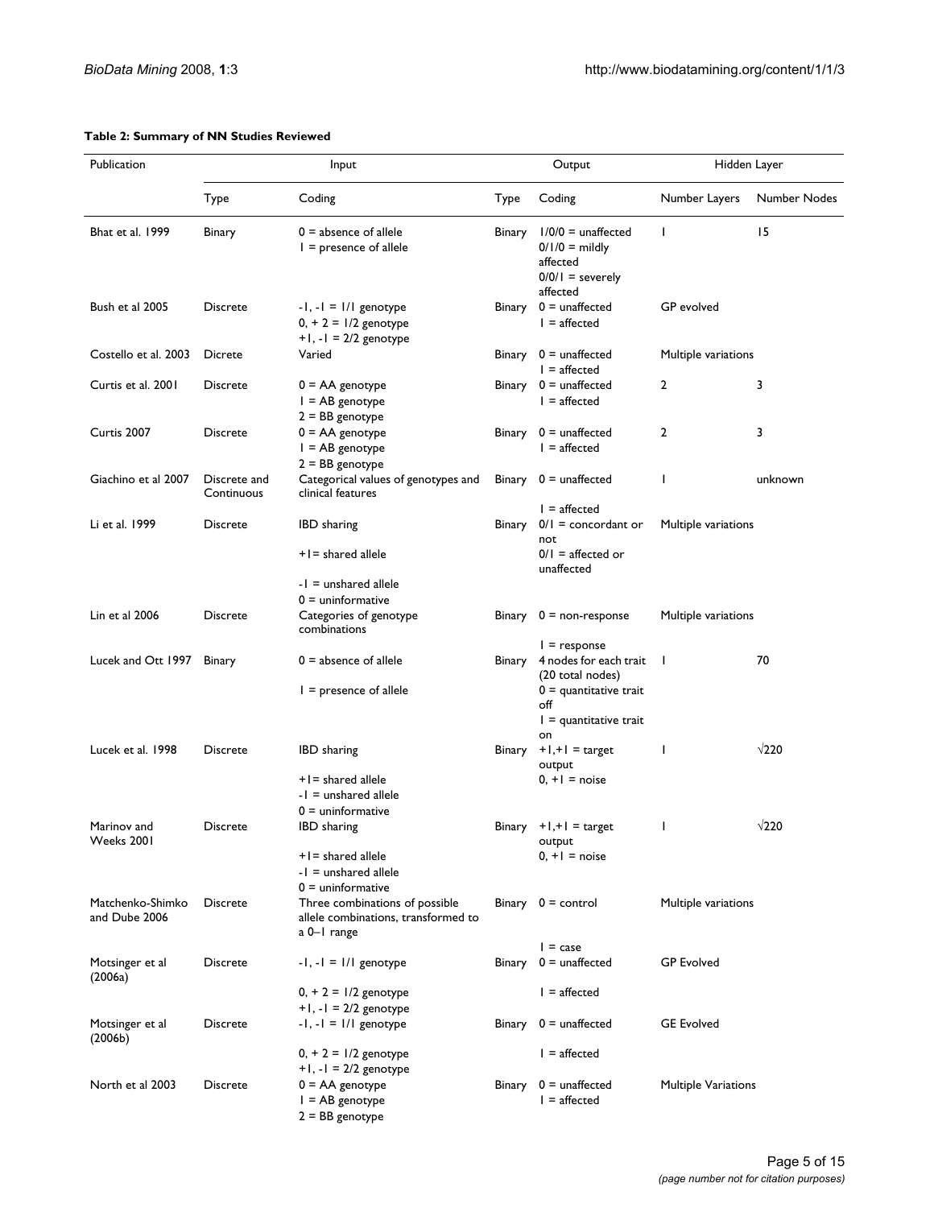**Table 2: Summary of NN Studies Reviewed**

| Publication | Input | | Output | | Hidden Layer | |
|---|---|---|---|---|---|---|
| | Type | Coding | Type | Coding | Number Layers | Number Nodes |
| Bhat et al. 1999 | Binary | 0 = absence of allele<br>1 = presence of allele | Binary | 1/0/0 = unaffected<br>0/1/0 = mildly affected<br>0/0/1 = severely affected | 1 | 15 |
| Bush et al 2005 | Discrete | -1, -1 = 1/1 genotype<br>0, + 2 = 1/2 genotype<br>+1, -1 = 2/2 genotype | Binary | 0 = unaffected<br>1 = affected | GP evolved | |
| Costello et al. 2003 | Dicrete | Varied | Binary | 0 = unaffected<br>1 = affected | Multiple variations | |
| Curtis et al. 2001 | Discrete | 0 = AA genotype<br>1 = AB genotype<br>2 = BB genotype | Binary | 0 = unaffected<br>1 = affected | 2 | 3 |
| Curtis 2007 | Discrete | 0 = AA genotype<br>1 = AB genotype<br>2 = BB genotype | Binary | 0 = unaffected<br>1 = affected | 2 | 3 |
| Giachino et al 2007 | Discrete and Continuous | Categorical values of genotypes and clinical features | Binary | 0 = unaffected<br>1 = affected | 1 | unknown |
| Li et al. 1999 | Discrete | IBD sharing<br>+1= shared allele<br>-1 = unshared allele<br>0 = uninformative | Binary | 0/1 = concordant or not<br>0/1 = affected or unaffected | Multiple variations | |
| Lin et al 2006 | Discrete | Categories of genotype combinations | Binary | 0 = non-response<br>1 = response | Multiple variations | |
| Lucek and Ott 1997 | Binary | 0 = absence of allele<br>1 = presence of allele | Binary | 4 nodes for each trait (20 total nodes)<br>0 = quantitative trait off<br>1 = quantitative trait on | 1 | 70 |
| Lucek et al. 1998 | Discrete | IBD sharing<br>+1= shared allele<br>-1 = unshared allele<br>0 = uninformative | Binary | +1,+1 = target output<br>0, +1 = noise | 1 | √220 |
| Marinov and Weeks 2001 | Discrete | IBD sharing<br>+1= shared allele<br>-1 = unshared allele<br>0 = uninformative | Binary | +1,+1 = target output<br>0, +1 = noise | 1 | √220 |
| Matchenko-Shimko and Dube 2006 | Discrete | Three combinations of possible allele combinations, transformed to a 0–1 range | Binary | 0 = control<br>1 = case | Multiple variations | |
| Motsinger et al (2006a) | Discrete | -1, -1 = 1/1 genotype<br>0, + 2 = 1/2 genotype<br>+1, -1 = 2/2 genotype | Binary | 0 = unaffected<br>1 = affected | GP Evolved | |
| Motsinger et al (2006b) | Discrete | -1, -1 = 1/1 genotype<br>0, + 2 = 1/2 genotype<br>+1, -1 = 2/2 genotype | Binary | 0 = unaffected<br>1 = affected | GE Evolved | |
| North et al 2003 | Discrete | 0 = AA genotype<br>1 = AB genotype<br>2 = BB genotype | Binary | 0 = unaffected<br>1 = affected | Multiple Variations | |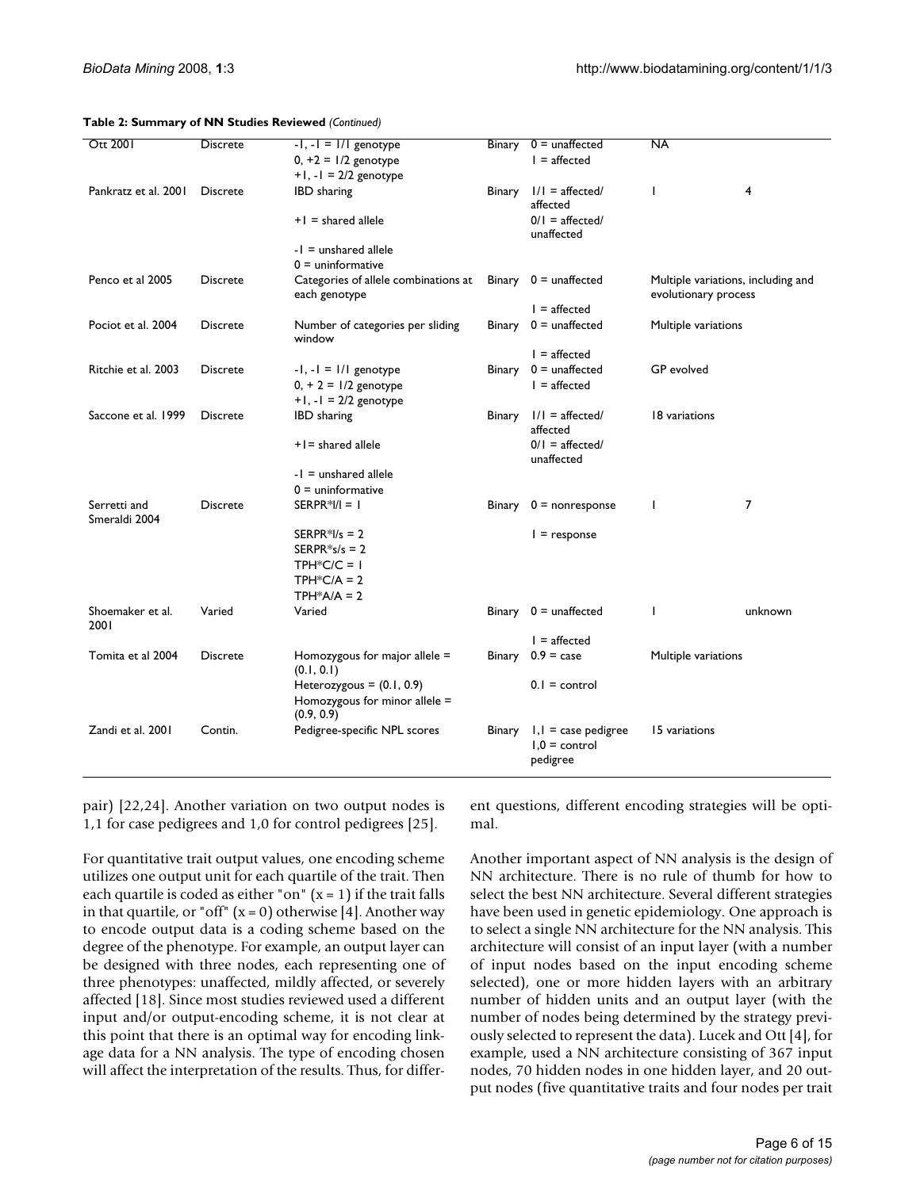**Table 2: Summary of NN Studies Reviewed** *(Continued)*

| | | | | | | |
|---|---|---|---|---|---|---|
| Ott 2001 | Discrete | -1, -1 = 1/1 genotype<br>0, +2 = 1/2 genotype<br>+1, -1 = 2/2 genotype | Binary | 0 = unaffected<br>1 = affected | NA | |
| Pankratz et al. 2001 | Discrete | IBD sharing<br>+1 = shared allele<br>-1 = unshared allele<br>0 = uninformative | Binary | 1/1 = affected/affected<br>0/1 = affected/unaffected | 1 | 4 |
| Penco et al 2005 | Discrete | Categories of allele combinations at each genotype | Binary | 0 = unaffected<br>1 = affected | Multiple variations, including and evolutionary process | |
| Pociot et al. 2004 | Discrete | Number of categories per sliding window | Binary | 0 = unaffected<br>1 = affected | Multiple variations | |
| Ritchie et al. 2003 | Discrete | -1, -1 = 1/1 genotype<br>0, + 2 = 1/2 genotype<br>+1, -1 = 2/2 genotype | Binary | 0 = unaffected<br>1 = affected | GP evolved | |
| Saccone et al. 1999 | Discrete | IBD sharing<br>+1= shared allele<br>-1 = unshared allele<br>0 = uninformative | Binary | 1/1 = affected/affected<br>0/1 = affected/unaffected | 18 variations | |
| Serretti and Smeraldi 2004 | Discrete | SERPR*l/l = 1<br>SERPR*l/s = 2<br>SERPR*s/s = 2<br>TPH*C/C = 1<br>TPH*C/A = 2<br>TPH*A/A = 2 | Binary | 0 = nonresponse<br>1 = response | 1 | 7 |
| Shoemaker et al. 2001 | Varied | Varied | Binary | 0 = unaffected<br>1 = affected | 1 | unknown |
| Tomita et al 2004 | Discrete | Homozygous for major allele = (0.1, 0.1)<br>Heterozygous = (0.1, 0.9)<br>Homozygous for minor allele = (0.9, 0.9) | Binary | 0.9 = case<br>0.1 = control | Multiple variations | |
| Zandi et al. 2001 | Contin. | Pedigree-specific NPL scores | Binary | 1,1 = case pedigree<br>1,0 = control pedigree | 15 variations | |

pair) [22,24]. Another variation on two output nodes is 1,1 for case pedigrees and 1,0 for control pedigrees [25].

For quantitative trait output values, one encoding scheme utilizes one output unit for each quartile of the trait. Then each quartile is coded as either "on" ($x = 1$) if the trait falls in that quartile, or "off" ($x = 0$) otherwise [4]. Another way to encode output data is a coding scheme based on the degree of the phenotype. For example, an output layer can be designed with three nodes, each representing one of three phenotypes: unaffected, mildly affected, or severely affected [18]. Since most studies reviewed used a different input and/or output-encoding scheme, it is not clear at this point that there is an optimal way for encoding linkage data for a NN analysis. The type of encoding chosen will affect the interpretation of the results. Thus, for different questions, different encoding strategies will be optimal.

Another important aspect of NN analysis is the design of NN architecture. There is no rule of thumb for how to select the best NN architecture. Several different strategies have been used in genetic epidemiology. One approach is to select a single NN architecture for the NN analysis. This architecture will consist of an input layer (with a number of input nodes based on the input encoding scheme selected), one or more hidden layers with an arbitrary number of hidden units and an output layer (with the number of nodes being determined by the strategy previously selected to represent the data). Lucek and Ott [4], for example, used a NN architecture consisting of 367 input nodes, 70 hidden nodes in one hidden layer, and 20 output nodes (five quantitative traits and four nodes per trait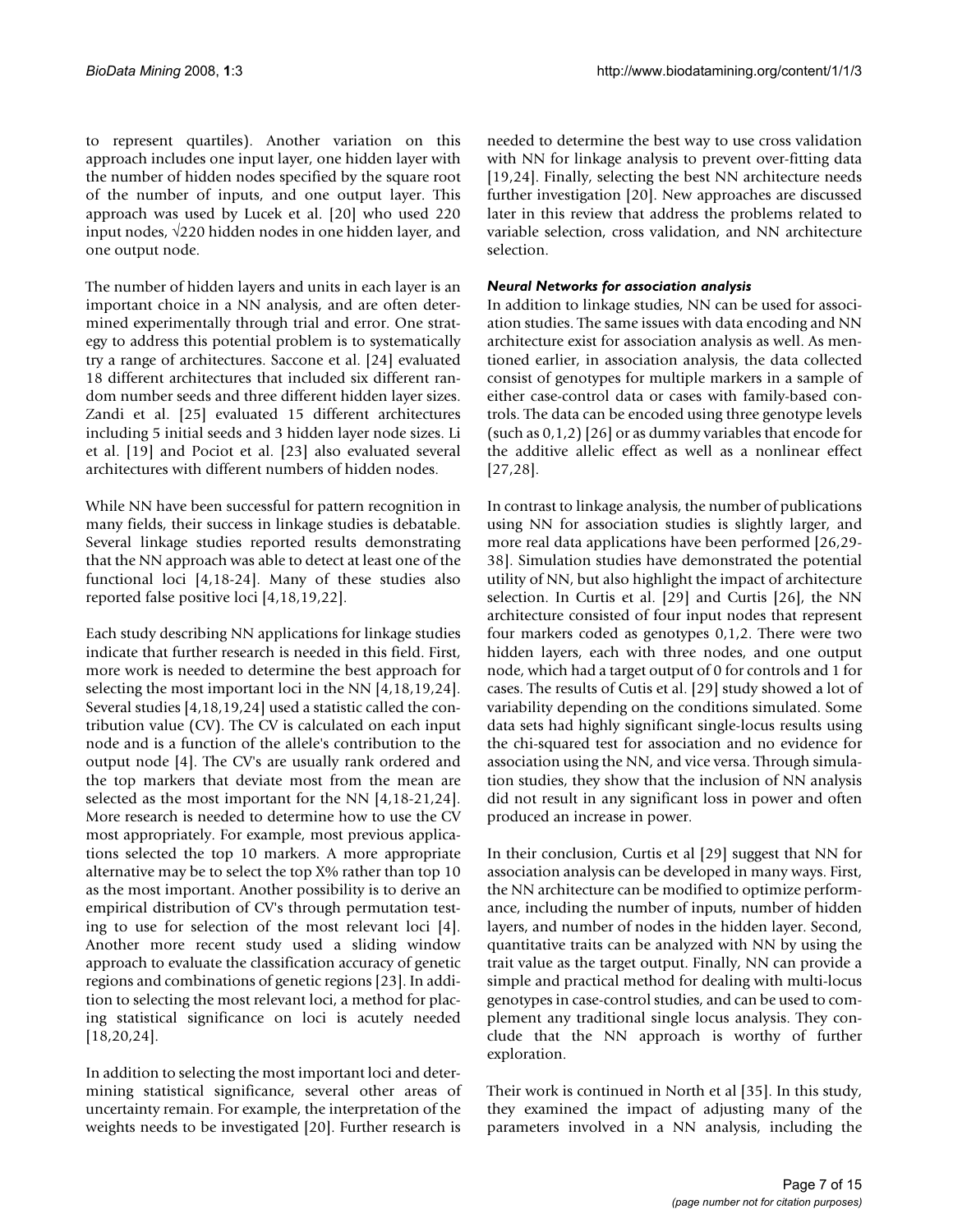to represent quartiles). Another variation on this approach includes one input layer, one hidden layer with the number of hidden nodes specified by the square root of the number of inputs, and one output layer. This approach was used by Lucek et al. [20] who used 220 input nodes, $\sqrt{220}$ hidden nodes in one hidden layer, and one output node.

The number of hidden layers and units in each layer is an important choice in a NN analysis, and are often determined experimentally through trial and error. One strategy to address this potential problem is to systematically try a range of architectures. Saccone et al. [24] evaluated 18 different architectures that included six different random number seeds and three different hidden layer sizes. Zandi et al. [25] evaluated 15 different architectures including 5 initial seeds and 3 hidden layer node sizes. Li et al. [19] and Pociot et al. [23] also evaluated several architectures with different numbers of hidden nodes.

While NN have been successful for pattern recognition in many fields, their success in linkage studies is debatable. Several linkage studies reported results demonstrating that the NN approach was able to detect at least one of the functional loci [4,18-24]. Many of these studies also reported false positive loci [4,18,19,22].

Each study describing NN applications for linkage studies indicate that further research is needed in this field. First, more work is needed to determine the best approach for selecting the most important loci in the NN [4,18,19,24]. Several studies [4,18,19,24] used a statistic called the contribution value (CV). The CV is calculated on each input node and is a function of the allele's contribution to the output node [4]. The CV's are usually rank ordered and the top markers that deviate most from the mean are selected as the most important for the NN [4,18-21,24]. More research is needed to determine how to use the CV most appropriately. For example, most previous applications selected the top 10 markers. A more appropriate alternative may be to select the top X% rather than top 10 as the most important. Another possibility is to derive an empirical distribution of CV's through permutation testing to use for selection of the most relevant loci [4]. Another more recent study used a sliding window approach to evaluate the classification accuracy of genetic regions and combinations of genetic regions [23]. In addition to selecting the most relevant loci, a method for placing statistical significance on loci is acutely needed [18,20,24].

In addition to selecting the most important loci and determining statistical significance, several other areas of uncertainty remain. For example, the interpretation of the weights needs to be investigated [20]. Further research is needed to determine the best way to use cross validation with NN for linkage analysis to prevent over-fitting data [19,24]. Finally, selecting the best NN architecture needs further investigation [20]. New approaches are discussed later in this review that address the problems related to variable selection, cross validation, and NN architecture selection.

#### *Neural Networks for association analysis*

In addition to linkage studies, NN can be used for association studies. The same issues with data encoding and NN architecture exist for association analysis as well. As mentioned earlier, in association analysis, the data collected consist of genotypes for multiple markers in a sample of either case-control data or cases with family-based controls. The data can be encoded using three genotype levels (such as 0,1,2) [26] or as dummy variables that encode for the additive allelic effect as well as a nonlinear effect [27,28].

In contrast to linkage analysis, the number of publications using NN for association studies is slightly larger, and more real data applications have been performed [26,29-38]. Simulation studies have demonstrated the potential utility of NN, but also highlight the impact of architecture selection. In Curtis et al. [29] and Curtis [26], the NN architecture consisted of four input nodes that represent four markers coded as genotypes 0,1,2. There were two hidden layers, each with three nodes, and one output node, which had a target output of 0 for controls and 1 for cases. The results of Cutis et al. [29] study showed a lot of variability depending on the conditions simulated. Some data sets had highly significant single-locus results using the chi-squared test for association and no evidence for association using the NN, and vice versa. Through simulation studies, they show that the inclusion of NN analysis did not result in any significant loss in power and often produced an increase in power.

In their conclusion, Curtis et al [29] suggest that NN for association analysis can be developed in many ways. First, the NN architecture can be modified to optimize performance, including the number of inputs, number of hidden layers, and number of nodes in the hidden layer. Second, quantitative traits can be analyzed with NN by using the trait value as the target output. Finally, NN can provide a simple and practical method for dealing with multi-locus genotypes in case-control studies, and can be used to complement any traditional single locus analysis. They conclude that the NN approach is worthy of further exploration.

Their work is continued in North et al [35]. In this study, they examined the impact of adjusting many of the parameters involved in a NN analysis, including the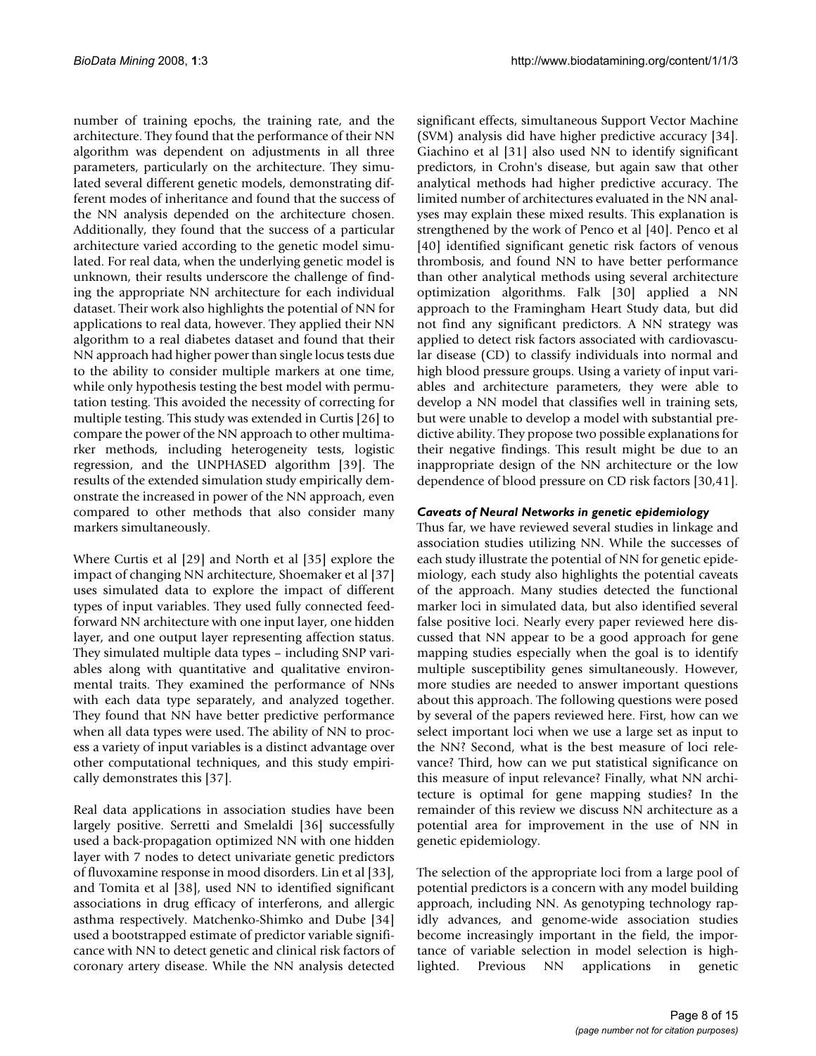number of training epochs, the training rate, and the architecture. They found that the performance of their NN algorithm was dependent on adjustments in all three parameters, particularly on the architecture. They simulated several different genetic models, demonstrating different modes of inheritance and found that the success of the NN analysis depended on the architecture chosen. Additionally, they found that the success of a particular architecture varied according to the genetic model simulated. For real data, when the underlying genetic model is unknown, their results underscore the challenge of finding the appropriate NN architecture for each individual dataset. Their work also highlights the potential of NN for applications to real data, however. They applied their NN algorithm to a real diabetes dataset and found that their NN approach had higher power than single locus tests due to the ability to consider multiple markers at one time, while only hypothesis testing the best model with permutation testing. This avoided the necessity of correcting for multiple testing. This study was extended in Curtis [26] to compare the power of the NN approach to other multimarker methods, including heterogeneity tests, logistic regression, and the UNPHASED algorithm [39]. The results of the extended simulation study empirically demonstrate the increased in power of the NN approach, even compared to other methods that also consider many markers simultaneously.

Where Curtis et al [29] and North et al [35] explore the impact of changing NN architecture, Shoemaker et al [37] uses simulated data to explore the impact of different types of input variables. They used fully connected feed-forward NN architecture with one input layer, one hidden layer, and one output layer representing affection status. They simulated multiple data types – including SNP variables along with quantitative and qualitative environmental traits. They examined the performance of NNs with each data type separately, and analyzed together. They found that NN have better predictive performance when all data types were used. The ability of NN to process a variety of input variables is a distinct advantage over other computational techniques, and this study empirically demonstrates this [37].

Real data applications in association studies have been largely positive. Serretti and Smelaldi [36] successfully used a back-propagation optimized NN with one hidden layer with 7 nodes to detect univariate genetic predictors of fluvoxamine response in mood disorders. Lin et al [33], and Tomita et al [38], used NN to identified significant associations in drug efficacy of interferons, and allergic asthma respectively. Matchenko-Shimko and Dube [34] used a bootstrapped estimate of predictor variable significance with NN to detect genetic and clinical risk factors of coronary artery disease. While the NN analysis detected significant effects, simultaneous Support Vector Machine (SVM) analysis did have higher predictive accuracy [34]. Giachino et al [31] also used NN to identify significant predictors, in Crohn's disease, but again saw that other analytical methods had higher predictive accuracy. The limited number of architectures evaluated in the NN analyses may explain these mixed results. This explanation is strengthened by the work of Penco et al [40]. Penco et al [40] identified significant genetic risk factors of venous thrombosis, and found NN to have better performance than other analytical methods using several architecture optimization algorithms. Falk [30] applied a NN approach to the Framingham Heart Study data, but did not find any significant predictors. A NN strategy was applied to detect risk factors associated with cardiovascular disease (CD) to classify individuals into normal and high blood pressure groups. Using a variety of input variables and architecture parameters, they were able to develop a NN model that classifies well in training sets, but were unable to develop a model with substantial predictive ability. They propose two possible explanations for their negative findings. This result might be due to an inappropriate design of the NN architecture or the low dependence of blood pressure on CD risk factors [30,41].

### *Caveats of Neural Networks in genetic epidemiology*

Thus far, we have reviewed several studies in linkage and association studies utilizing NN. While the successes of each study illustrate the potential of NN for genetic epidemiology, each study also highlights the potential caveats of the approach. Many studies detected the functional marker loci in simulated data, but also identified several false positive loci. Nearly every paper reviewed here discussed that NN appear to be a good approach for gene mapping studies especially when the goal is to identify multiple susceptibility genes simultaneously. However, more studies are needed to answer important questions about this approach. The following questions were posed by several of the papers reviewed here. First, how can we select important loci when we use a large set as input to the NN? Second, what is the best measure of loci relevance? Third, how can we put statistical significance on this measure of input relevance? Finally, what NN architecture is optimal for gene mapping studies? In the remainder of this review we discuss NN architecture as a potential area for improvement in the use of NN in genetic epidemiology.

The selection of the appropriate loci from a large pool of potential predictors is a concern with any model building approach, including NN. As genotyping technology rapidly advances, and genome-wide association studies become increasingly important in the field, the importance of variable selection in model selection is highlighted. Previous NN applications in genetic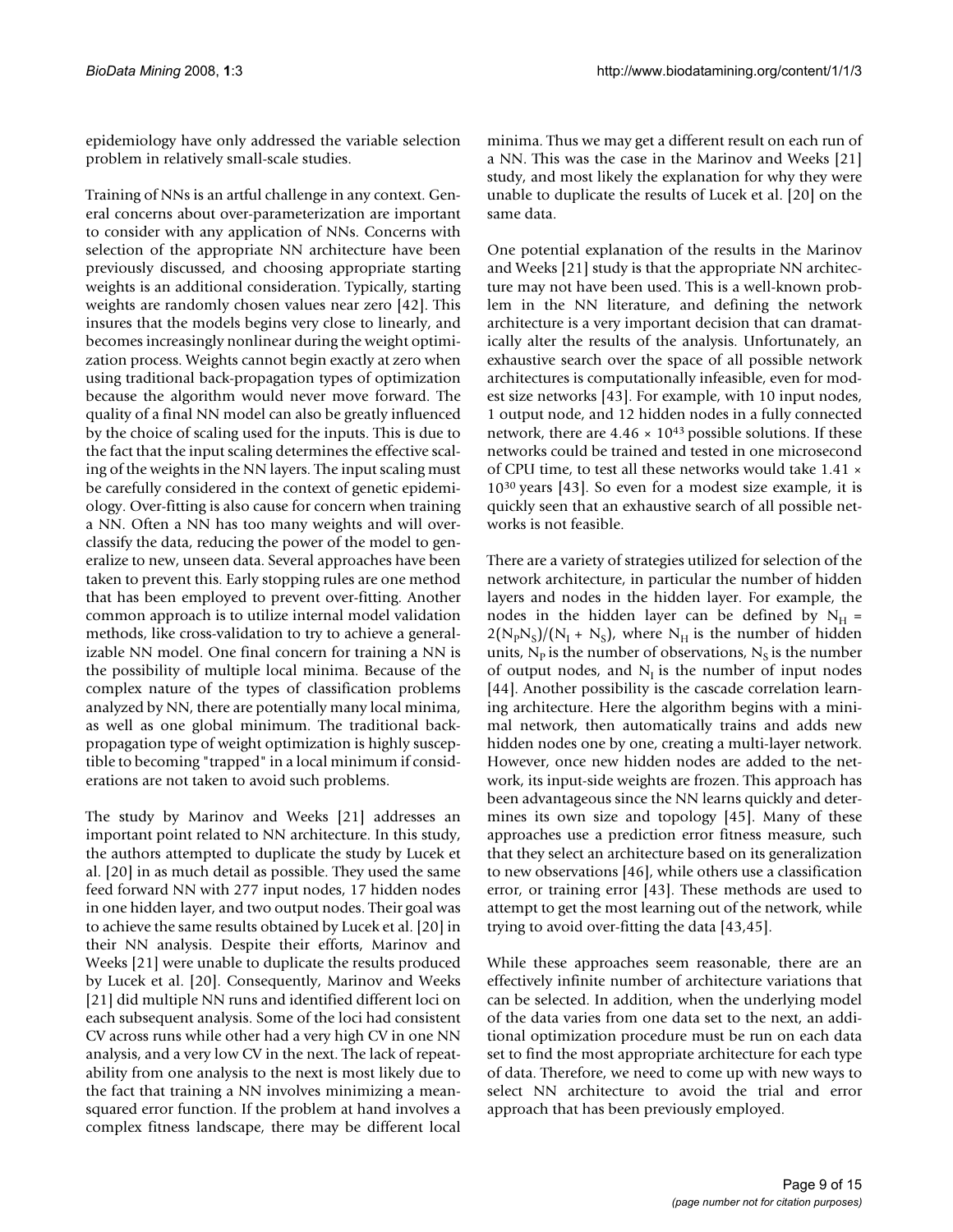epidemiology have only addressed the variable selection problem in relatively small-scale studies.

Training of NNs is an artful challenge in any context. General concerns about over-parameterization are important to consider with any application of NNs. Concerns with selection of the appropriate NN architecture have been previously discussed, and choosing appropriate starting weights is an additional consideration. Typically, starting weights are randomly chosen values near zero [42]. This insures that the models begins very close to linearly, and becomes increasingly nonlinear during the weight optimization process. Weights cannot begin exactly at zero when using traditional back-propagation types of optimization because the algorithm would never move forward. The quality of a final NN model can also be greatly influenced by the choice of scaling used for the inputs. This is due to the fact that the input scaling determines the effective scaling of the weights in the NN layers. The input scaling must be carefully considered in the context of genetic epidemiology. Over-fitting is also cause for concern when training a NN. Often a NN has too many weights and will over-classify the data, reducing the power of the model to generalize to new, unseen data. Several approaches have been taken to prevent this. Early stopping rules are one method that has been employed to prevent over-fitting. Another common approach is to utilize internal model validation methods, like cross-validation to try to achieve a generalizable NN model. One final concern for training a NN is the possibility of multiple local minima. Because of the complex nature of the types of classification problems analyzed by NN, there are potentially many local minima, as well as one global minimum. The traditional back-propagation type of weight optimization is highly susceptible to becoming "trapped" in a local minimum if considerations are not taken to avoid such problems.

The study by Marinov and Weeks [21] addresses an important point related to NN architecture. In this study, the authors attempted to duplicate the study by Lucek et al. [20] in as much detail as possible. They used the same feed forward NN with 277 input nodes, 17 hidden nodes in one hidden layer, and two output nodes. Their goal was to achieve the same results obtained by Lucek et al. [20] in their NN analysis. Despite their efforts, Marinov and Weeks [21] were unable to duplicate the results produced by Lucek et al. [20]. Consequently, Marinov and Weeks [21] did multiple NN runs and identified different loci on each subsequent analysis. Some of the loci had consistent CV across runs while other had a very high CV in one NN analysis, and a very low CV in the next. The lack of repeatability from one analysis to the next is most likely due to the fact that training a NN involves minimizing a mean-squared error function. If the problem at hand involves a complex fitness landscape, there may be different local minima. Thus we may get a different result on each run of a NN. This was the case in the Marinov and Weeks [21] study, and most likely the explanation for why they were unable to duplicate the results of Lucek et al. [20] on the same data.

One potential explanation of the results in the Marinov and Weeks [21] study is that the appropriate NN architecture may not have been used. This is a well-known problem in the NN literature, and defining the network architecture is a very important decision that can dramatically alter the results of the analysis. Unfortunately, an exhaustive search over the space of all possible network architectures is computationally infeasible, even for modest size networks [43]. For example, with 10 input nodes, 1 output node, and 12 hidden nodes in a fully connected network, there are $4.46 \times 10^{43}$ possible solutions. If these networks could be trained and tested in one microsecond of CPU time, to test all these networks would take $1.41 \times 10^{30}$ years [43]. So even for a modest size example, it is quickly seen that an exhaustive search of all possible networks is not feasible.

There are a variety of strategies utilized for selection of the network architecture, in particular the number of hidden layers and nodes in the hidden layer. For example, the nodes in the hidden layer can be defined by $N_H = 2(N_P N_S)/(N_I + N_S)$, where $N_H$ is the number of hidden units, $N_P$ is the number of observations, $N_S$ is the number of output nodes, and $N_I$ is the number of input nodes [44]. Another possibility is the cascade correlation learning architecture. Here the algorithm begins with a minimal network, then automatically trains and adds new hidden nodes one by one, creating a multi-layer network. However, once new hidden nodes are added to the network, its input-side weights are frozen. This approach has been advantageous since the NN learns quickly and determines its own size and topology [45]. Many of these approaches use a prediction error fitness measure, such that they select an architecture based on its generalization to new observations [46], while others use a classification error, or training error [43]. These methods are used to attempt to get the most learning out of the network, while trying to avoid over-fitting the data [43,45].

While these approaches seem reasonable, there are an effectively infinite number of architecture variations that can be selected. In addition, when the underlying model of the data varies from one data set to the next, an additional optimization procedure must be run on each data set to find the most appropriate architecture for each type of data. Therefore, we need to come up with new ways to select NN architecture to avoid the trial and error approach that has been previously employed.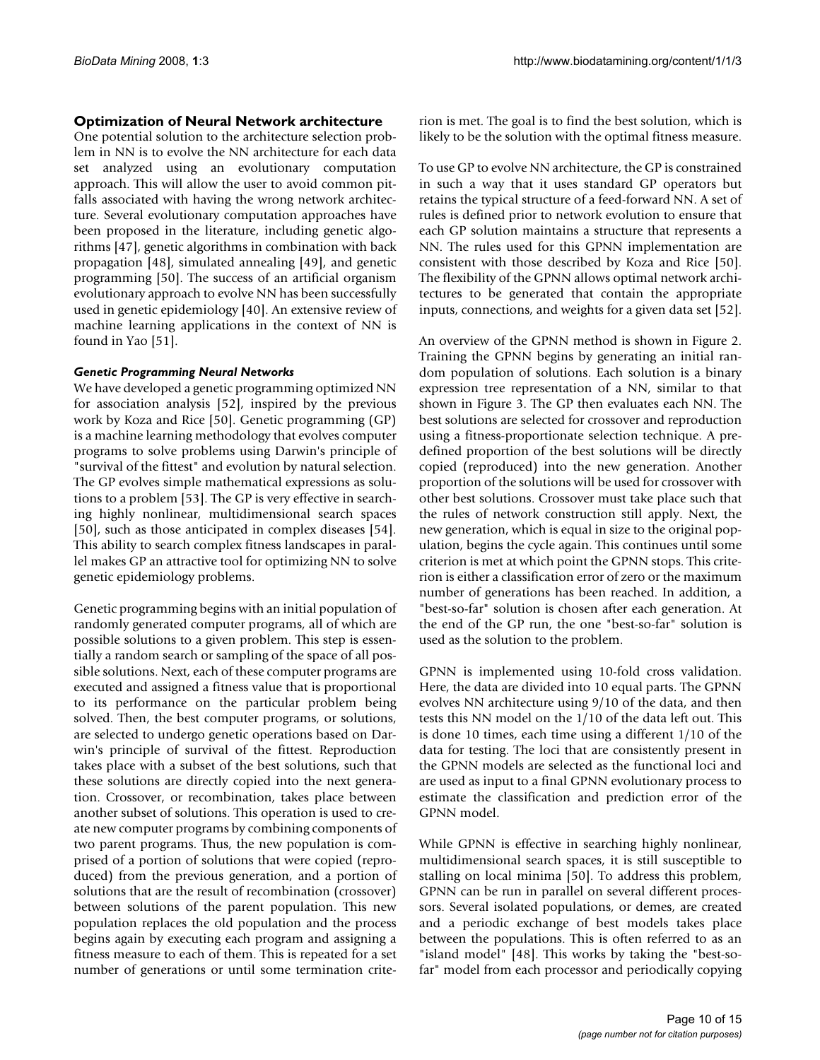## Optimization of Neural Network architecture

One potential solution to the architecture selection problem in NN is to evolve the NN architecture for each data set analyzed using an evolutionary computation approach. This will allow the user to avoid common pitfalls associated with having the wrong network architecture. Several evolutionary computation approaches have been proposed in the literature, including genetic algorithms [47], genetic algorithms in combination with back propagation [48], simulated annealing [49], and genetic programming [50]. The success of an artificial organism evolutionary approach to evolve NN has been successfully used in genetic epidemiology [40]. An extensive review of machine learning applications in the context of NN is found in Yao [51].

### *Genetic Programming Neural Networks*

We have developed a genetic programming optimized NN for association analysis [52], inspired by the previous work by Koza and Rice [50]. Genetic programming (GP) is a machine learning methodology that evolves computer programs to solve problems using Darwin's principle of "survival of the fittest" and evolution by natural selection. The GP evolves simple mathematical expressions as solutions to a problem [53]. The GP is very effective in searching highly nonlinear, multidimensional search spaces [50], such as those anticipated in complex diseases [54]. This ability to search complex fitness landscapes in parallel makes GP an attractive tool for optimizing NN to solve genetic epidemiology problems.

Genetic programming begins with an initial population of randomly generated computer programs, all of which are possible solutions to a given problem. This step is essentially a random search or sampling of the space of all possible solutions. Next, each of these computer programs are executed and assigned a fitness value that is proportional to its performance on the particular problem being solved. Then, the best computer programs, or solutions, are selected to undergo genetic operations based on Darwin's principle of survival of the fittest. Reproduction takes place with a subset of the best solutions, such that these solutions are directly copied into the next generation. Crossover, or recombination, takes place between another subset of solutions. This operation is used to create new computer programs by combining components of two parent programs. Thus, the new population is comprised of a portion of solutions that were copied (reproduced) from the previous generation, and a portion of solutions that are the result of recombination (crossover) between solutions of the parent population. This new population replaces the old population and the process begins again by executing each program and assigning a fitness measure to each of them. This is repeated for a set number of generations or until some termination criterion is met. The goal is to find the best solution, which is likely to be the solution with the optimal fitness measure.

To use GP to evolve NN architecture, the GP is constrained in such a way that it uses standard GP operators but retains the typical structure of a feed-forward NN. A set of rules is defined prior to network evolution to ensure that each GP solution maintains a structure that represents a NN. The rules used for this GPNN implementation are consistent with those described by Koza and Rice [50]. The flexibility of the GPNN allows optimal network architectures to be generated that contain the appropriate inputs, connections, and weights for a given data set [52].

An overview of the GPNN method is shown in Figure 2. Training the GPNN begins by generating an initial random population of solutions. Each solution is a binary expression tree representation of a NN, similar to that shown in Figure 3. The GP then evaluates each NN. The best solutions are selected for crossover and reproduction using a fitness-proportionate selection technique. A predefined proportion of the best solutions will be directly copied (reproduced) into the new generation. Another proportion of the solutions will be used for crossover with other best solutions. Crossover must take place such that the rules of network construction still apply. Next, the new generation, which is equal in size to the original population, begins the cycle again. This continues until some criterion is met at which point the GPNN stops. This criterion is either a classification error of zero or the maximum number of generations has been reached. In addition, a "best-so-far" solution is chosen after each generation. At the end of the GP run, the one "best-so-far" solution is used as the solution to the problem.

GPNN is implemented using 10-fold cross validation. Here, the data are divided into 10 equal parts. The GPNN evolves NN architecture using 9/10 of the data, and then tests this NN model on the 1/10 of the data left out. This is done 10 times, each time using a different 1/10 of the data for testing. The loci that are consistently present in the GPNN models are selected as the functional loci and are used as input to a final GPNN evolutionary process to estimate the classification and prediction error of the GPNN model.

While GPNN is effective in searching highly nonlinear, multidimensional search spaces, it is still susceptible to stalling on local minima [50]. To address this problem, GPNN can be run in parallel on several different processors. Several isolated populations, or demes, are created and a periodic exchange of best models takes place between the populations. This is often referred to as an "island model" [48]. This works by taking the "best-so-far" model from each processor and periodically copying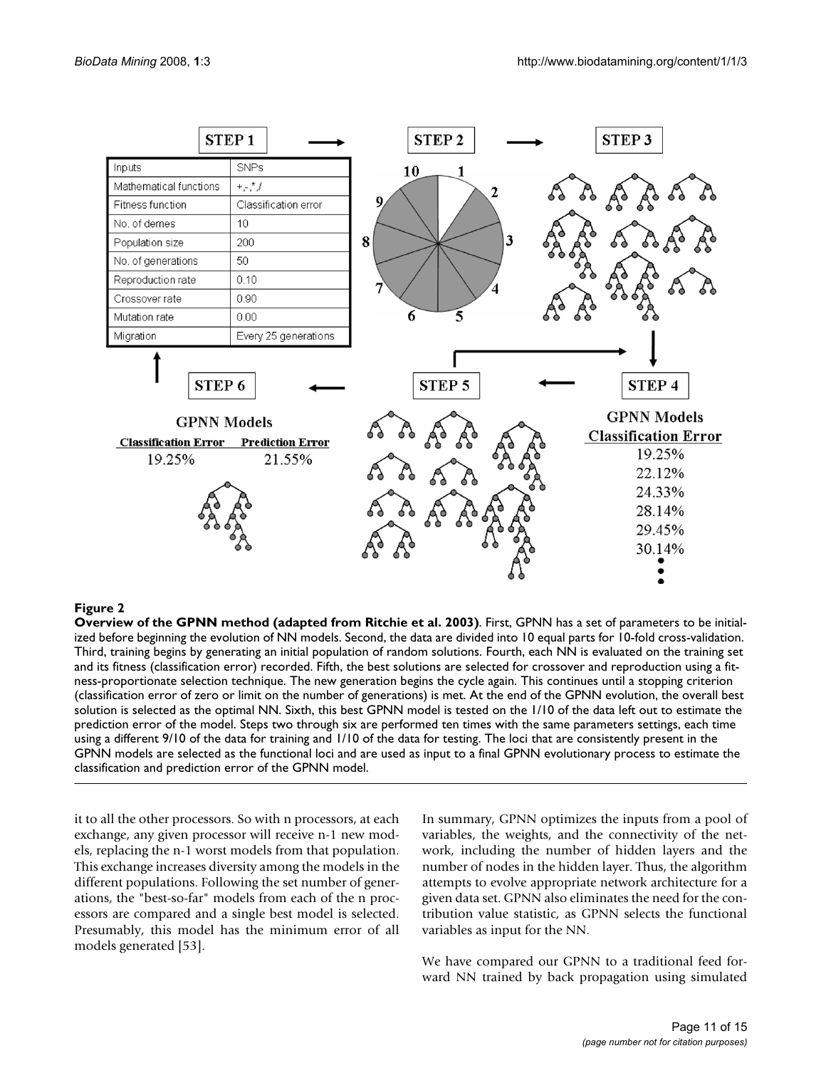**Figure 2**

**Overview of the GPNN method (adapted from Ritchie et al. 2003)**. First, GPNN has a set of parameters to be initialized before beginning the evolution of NN models. Second, the data are divided into 10 equal parts for 10-fold cross-validation. Third, training begins by generating an initial population of random solutions. Fourth, each NN is evaluated on the training set and its fitness (classification error) recorded. Fifth, the best solutions are selected for crossover and reproduction using a fitness-proportionate selection technique. The new generation begins the cycle again. This continues until a stopping criterion (classification error of zero or limit on the number of generations) is met. At the end of the GPNN evolution, the overall best solution is selected as the optimal NN. Sixth, this best GPNN model is tested on the 1/10 of the data left out to estimate the prediction error of the model. Steps two through six are performed ten times with the same parameters settings, each time using a different 9/10 of the data for training and 1/10 of the data for testing. The loci that are consistently present in the GPNN models are selected as the functional loci and are used as input to a final GPNN evolutionary process to estimate the classification and prediction error of the GPNN model.

it to all the other processors. So with n processors, at each exchange, any given processor will receive n-1 new models, replacing the n-1 worst models from that population. This exchange increases diversity among the models in the different populations. Following the set number of generations, the "best-so-far" models from each of the n processors are compared and a single best model is selected. Presumably, this model has the minimum error of all models generated [53].

In summary, GPNN optimizes the inputs from a pool of variables, the weights, and the connectivity of the network, including the number of hidden layers and the number of nodes in the hidden layer. Thus, the algorithm attempts to evolve appropriate network architecture for a given data set. GPNN also eliminates the need for the contribution value statistic, as GPNN selects the functional variables as input for the NN.

We have compared our GPNN to a traditional feed forward NN trained by back propagation using simulated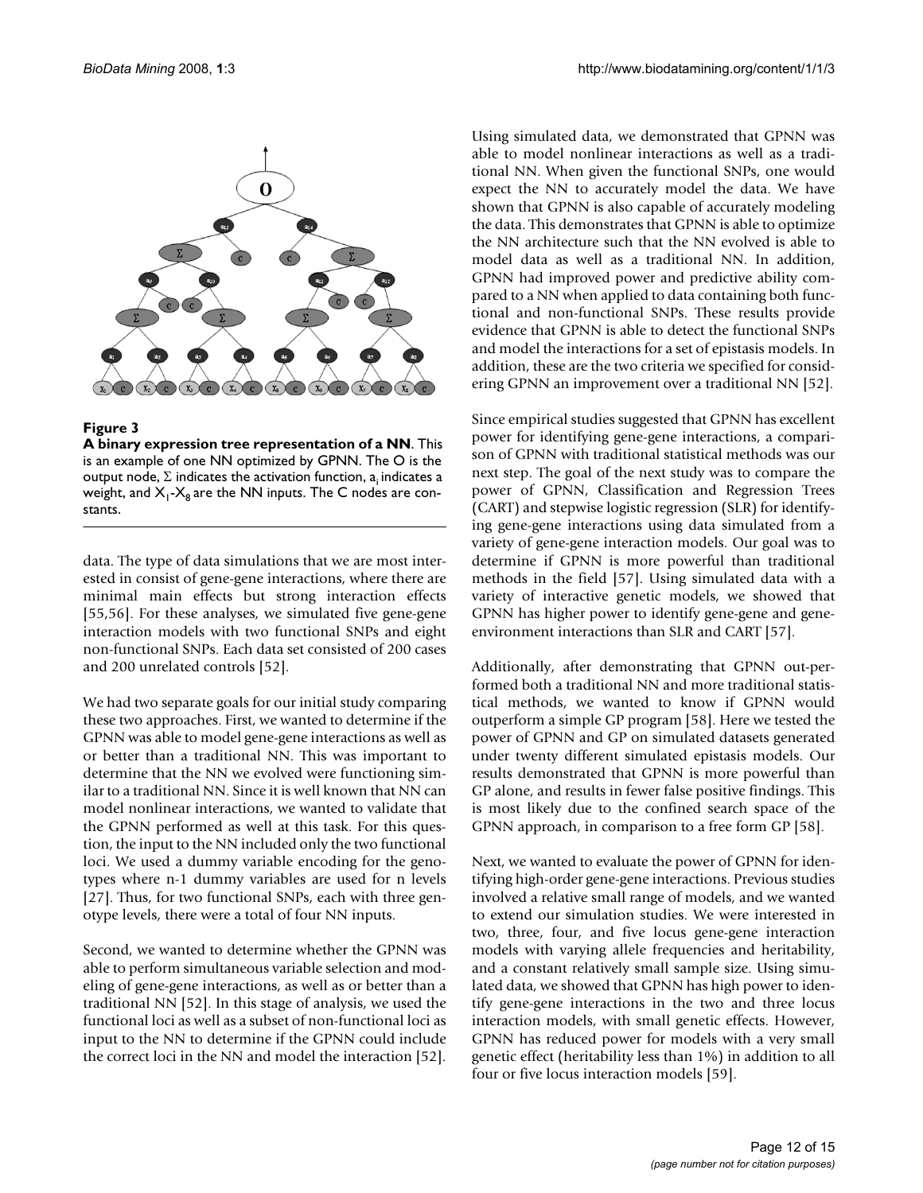**Figure 3**

**A binary expression tree representation of a NN**. This is an example of one NN optimized by GPNN. The O is the output node, Σ indicates the activation function, $a_i$ indicates a weight, and $X_1$-$X_8$ are the NN inputs. The C nodes are constants.

data. The type of data simulations that we are most interested in consist of gene-gene interactions, where there are minimal main effects but strong interaction effects [55,56]. For these analyses, we simulated five gene-gene interaction models with two functional SNPs and eight non-functional SNPs. Each data set consisted of 200 cases and 200 unrelated controls [52].

We had two separate goals for our initial study comparing these two approaches. First, we wanted to determine if the GPNN was able to model gene-gene interactions as well as or better than a traditional NN. This was important to determine that the NN we evolved were functioning similar to a traditional NN. Since it is well known that NN can model nonlinear interactions, we wanted to validate that the GPNN performed as well at this task. For this question, the input to the NN included only the two functional loci. We used a dummy variable encoding for the genotypes where n-1 dummy variables are used for n levels [27]. Thus, for two functional SNPs, each with three genotype levels, there were a total of four NN inputs.

Second, we wanted to determine whether the GPNN was able to perform simultaneous variable selection and modeling of gene-gene interactions, as well as or better than a traditional NN [52]. In this stage of analysis, we used the functional loci as well as a subset of non-functional loci as input to the NN to determine if the GPNN could include the correct loci in the NN and model the interaction [52].

Using simulated data, we demonstrated that GPNN was able to model nonlinear interactions as well as a traditional NN. When given the functional SNPs, one would expect the NN to accurately model the data. We have shown that GPNN is also capable of accurately modeling the data. This demonstrates that GPNN is able to optimize the NN architecture such that the NN evolved is able to model data as well as a traditional NN. In addition, GPNN had improved power and predictive ability compared to a NN when applied to data containing both functional and non-functional SNPs. These results provide evidence that GPNN is able to detect the functional SNPs and model the interactions for a set of epistasis models. In addition, these are the two criteria we specified for considering GPNN an improvement over a traditional NN [52].

Since empirical studies suggested that GPNN has excellent power for identifying gene-gene interactions, a comparison of GPNN with traditional statistical methods was our next step. The goal of the next study was to compare the power of GPNN, Classification and Regression Trees (CART) and stepwise logistic regression (SLR) for identifying gene-gene interactions using data simulated from a variety of gene-gene interaction models. Our goal was to determine if GPNN is more powerful than traditional methods in the field [57]. Using simulated data with a variety of interactive genetic models, we showed that GPNN has higher power to identify gene-gene and gene-environment interactions than SLR and CART [57].

Additionally, after demonstrating that GPNN out-performed both a traditional NN and more traditional statistical methods, we wanted to know if GPNN would outperform a simple GP program [58]. Here we tested the power of GPNN and GP on simulated datasets generated under twenty different simulated epistasis models. Our results demonstrated that GPNN is more powerful than GP alone, and results in fewer false positive findings. This is most likely due to the confined search space of the GPNN approach, in comparison to a free form GP [58].

Next, we wanted to evaluate the power of GPNN for identifying high-order gene-gene interactions. Previous studies involved a relative small range of models, and we wanted to extend our simulation studies. We were interested in two, three, four, and five locus gene-gene interaction models with varying allele frequencies and heritability, and a constant relatively small sample size. Using simulated data, we showed that GPNN has high power to identify gene-gene interactions in the two and three locus interaction models, with small genetic effects. However, GPNN has reduced power for models with a very small genetic effect (heritability less than 1%) in addition to all four or five locus interaction models [59].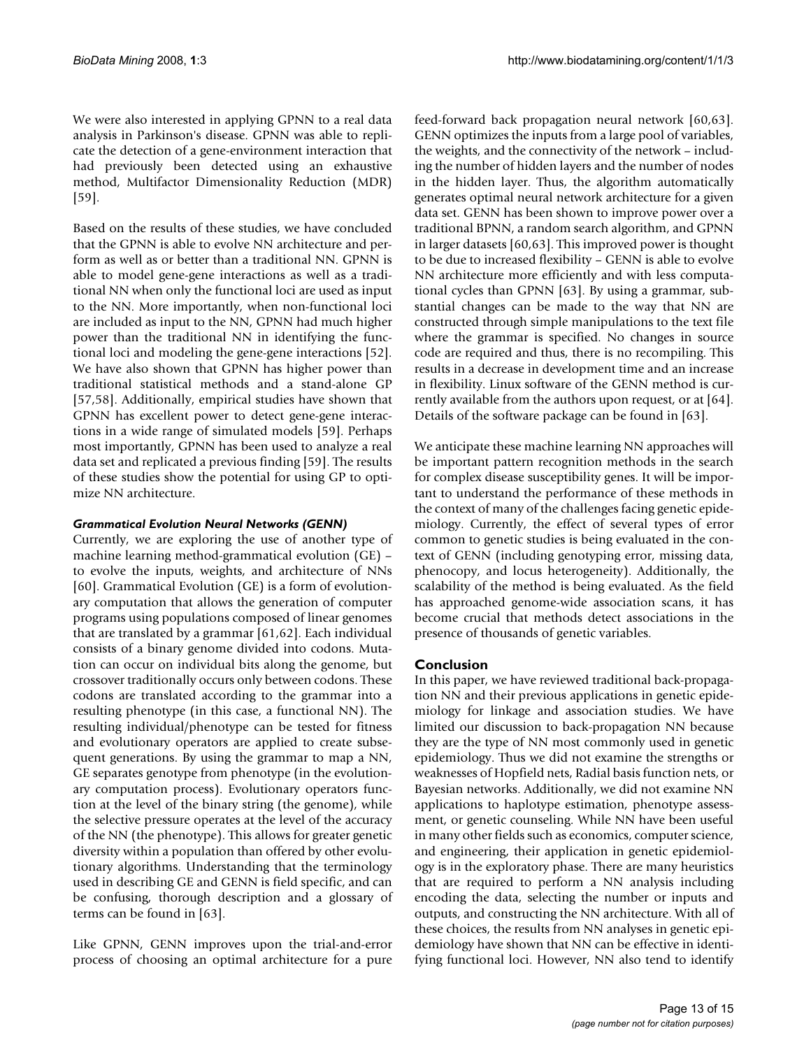We were also interested in applying GPNN to a real data analysis in Parkinson's disease. GPNN was able to replicate the detection of a gene-environment interaction that had previously been detected using an exhaustive method, Multifactor Dimensionality Reduction (MDR) [59].

Based on the results of these studies, we have concluded that the GPNN is able to evolve NN architecture and perform as well as or better than a traditional NN. GPNN is able to model gene-gene interactions as well as a traditional NN when only the functional loci are used as input to the NN. More importantly, when non-functional loci are included as input to the NN, GPNN had much higher power than the traditional NN in identifying the functional loci and modeling the gene-gene interactions [52]. We have also shown that GPNN has higher power than traditional statistical methods and a stand-alone GP [57,58]. Additionally, empirical studies have shown that GPNN has excellent power to detect gene-gene interactions in a wide range of simulated models [59]. Perhaps most importantly, GPNN has been used to analyze a real data set and replicated a previous finding [59]. The results of these studies show the potential for using GP to optimize NN architecture.

### *Grammatical Evolution Neural Networks (GENN)*

Currently, we are exploring the use of another type of machine learning method-grammatical evolution (GE) – to evolve the inputs, weights, and architecture of NNs [60]. Grammatical Evolution (GE) is a form of evolutionary computation that allows the generation of computer programs using populations composed of linear genomes that are translated by a grammar [61,62]. Each individual consists of a binary genome divided into codons. Mutation can occur on individual bits along the genome, but crossover traditionally occurs only between codons. These codons are translated according to the grammar into a resulting phenotype (in this case, a functional NN). The resulting individual/phenotype can be tested for fitness and evolutionary operators are applied to create subsequent generations. By using the grammar to map a NN, GE separates genotype from phenotype (in the evolutionary computation process). Evolutionary operators function at the level of the binary string (the genome), while the selective pressure operates at the level of the accuracy of the NN (the phenotype). This allows for greater genetic diversity within a population than offered by other evolutionary algorithms. Understanding that the terminology used in describing GE and GENN is field specific, and can be confusing, thorough description and a glossary of terms can be found in [63].

Like GPNN, GENN improves upon the trial-and-error process of choosing an optimal architecture for a pure feed-forward back propagation neural network [60,63]. GENN optimizes the inputs from a large pool of variables, the weights, and the connectivity of the network – including the number of hidden layers and the number of nodes in the hidden layer. Thus, the algorithm automatically generates optimal neural network architecture for a given data set. GENN has been shown to improve power over a traditional BPNN, a random search algorithm, and GPNN in larger datasets [60,63]. This improved power is thought to be due to increased flexibility – GENN is able to evolve NN architecture more efficiently and with less computational cycles than GPNN [63]. By using a grammar, substantial changes can be made to the way that NN are constructed through simple manipulations to the text file where the grammar is specified. No changes in source code are required and thus, there is no recompiling. This results in a decrease in development time and an increase in flexibility. Linux software of the GENN method is currently available from the authors upon request, or at [64]. Details of the software package can be found in [63].

We anticipate these machine learning NN approaches will be important pattern recognition methods in the search for complex disease susceptibility genes. It will be important to understand the performance of these methods in the context of many of the challenges facing genetic epidemiology. Currently, the effect of several types of error common to genetic studies is being evaluated in the context of GENN (including genotyping error, missing data, phenocopy, and locus heterogeneity). Additionally, the scalability of the method is being evaluated. As the field has approached genome-wide association scans, it has become crucial that methods detect associations in the presence of thousands of genetic variables.

## Conclusion

In this paper, we have reviewed traditional back-propagation NN and their previous applications in genetic epidemiology for linkage and association studies. We have limited our discussion to back-propagation NN because they are the type of NN most commonly used in genetic epidemiology. Thus we did not examine the strengths or weaknesses of Hopfield nets, Radial basis function nets, or Bayesian networks. Additionally, we did not examine NN applications to haplotype estimation, phenotype assessment, or genetic counseling. While NN have been useful in many other fields such as economics, computer science, and engineering, their application in genetic epidemiology is in the exploratory phase. There are many heuristics that are required to perform a NN analysis including encoding the data, selecting the number or inputs and outputs, and constructing the NN architecture. With all of these choices, the results from NN analyses in genetic epidemiology have shown that NN can be effective in identifying functional loci. However, NN also tend to identify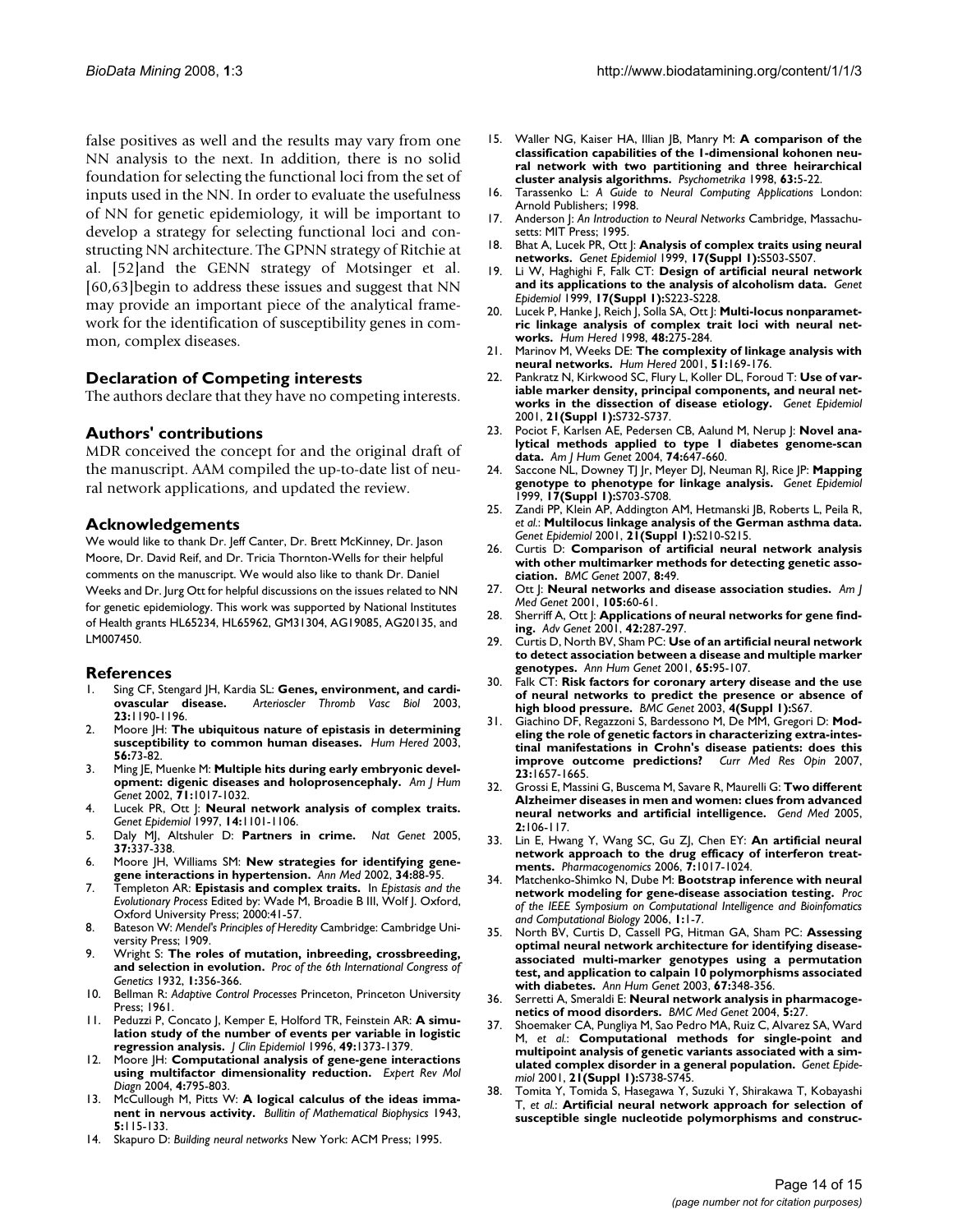false positives as well and the results may vary from one NN analysis to the next. In addition, there is no solid foundation for selecting the functional loci from the set of inputs used in the NN. In order to evaluate the usefulness of NN for genetic epidemiology, it will be important to develop a strategy for selecting functional loci and constructing NN architecture. The GPNN strategy of Ritchie at al. [52]and the GENN strategy of Motsinger et al. [60,63]begin to address these issues and suggest that NN may provide an important piece of the analytical framework for the identification of susceptibility genes in common, complex diseases.

## Declaration of Competing interests

The authors declare that they have no competing interests.

## Authors' contributions

MDR conceived the concept for and the original draft of the manuscript. AAM compiled the up-to-date list of neural network applications, and updated the review.

## Acknowledgements

We would like to thank Dr. Jeff Canter, Dr. Brett McKinney, Dr. Jason Moore, Dr. David Reif, and Dr. Tricia Thornton-Wells for their helpful comments on the manuscript. We would also like to thank Dr. Daniel Weeks and Dr. Jurg Ott for helpful discussions on the issues related to NN for genetic epidemiology. This work was supported by National Institutes of Health grants HL65234, HL65962, GM31304, AG19085, AG20135, and LM007450.

## References

1. Sing CF, Stengard JH, Kardia SL: **Genes, environment, and cardiovascular disease.** *Arterioscler Thromb Vasc Biol* 2003, **23:**1190-1196.
2. Moore JH: **The ubiquitous nature of epistasis in determining susceptibility to common human diseases.** *Hum Hered* 2003, **56:**73-82.
3. Ming JE, Muenke M: **Multiple hits during early embryonic development: digenic diseases and holoprosencephaly.** *Am J Hum Genet* 2002, **71:**1017-1032.
4. Lucek PR, Ott J: **Neural network analysis of complex traits.** *Genet Epidemiol* 1997, **14:**1101-1106.
5. Daly MJ, Altshuler D: **Partners in crime.** *Nat Genet* 2005, **37:**337-338.
6. Moore JH, Williams SM: **New strategies for identifying gene-gene interactions in hypertension.** *Ann Med* 2002, **34:**88-95.
7. Templeton AR: **Epistasis and complex traits.** In *Epistasis and the Evolutionary Process* Edited by: Wade M, Broadie B III, Wolf J. Oxford, Oxford University Press; 2000:41-57.
8. Bateson W: *Mendel's Principles of Heredity* Cambridge: Cambridge University Press; 1909.
9. Wright S: **The roles of mutation, inbreeding, crossbreeding, and selection in evolution.** *Proc of the 6th International Congress of Genetics* 1932, **1:**356-366.
10. Bellman R: *Adaptive Control Processes* Princeton, Princeton University Press; 1961.
11. Peduzzi P, Concato J, Kemper E, Holford TR, Feinstein AR: **A simulation study of the number of events per variable in logistic regression analysis.** *J Clin Epidemiol* 1996, **49:**1373-1379.
12. Moore JH: **Computational analysis of gene-gene interactions using multifactor dimensionality reduction.** *Expert Rev Mol Diagn* 2004, **4:**795-803.
13. McCullough M, Pitts W: **A logical calculus of the ideas immanent in nervous activity.** *Bullitin of Mathematical Biophysics* 1943, **5:**115-133.
14. Skapuro D: *Building neural networks* New York: ACM Press; 1995.
15. Waller NG, Kaiser HA, Illian JB, Manry M: **A comparison of the classification capabilities of the 1-dimensional kohonen neural network with two partitioning and three heirarchical cluster analysis algorithms.** *Psychometrika* 1998, **63:**5-22.
16. Tarassenko L: *A Guide to Neural Computing Applications* London: Arnold Publishers; 1998.
17. Anderson J: *An Introduction to Neural Networks* Cambridge, Massachusetts: MIT Press; 1995.
18. Bhat A, Lucek PR, Ott J: **Analysis of complex traits using neural networks.** *Genet Epidemiol* 1999, **17(Suppl 1):**S503-S507.
19. Li W, Haghighi F, Falk CT: **Design of artificial neural network and its applications to the analysis of alcoholism data.** *Genet Epidemiol* 1999, **17(Suppl 1):**S223-S228.
20. Lucek P, Hanke J, Reich J, Solla SA, Ott J: **Multi-locus nonparametric linkage analysis of complex trait loci with neural networks.** *Hum Hered* 1998, **48:**275-284.
21. Marinov M, Weeks DE: **The complexity of linkage analysis with neural networks.** *Hum Hered* 2001, **51:**169-176.
22. Pankratz N, Kirkwood SC, Flury L, Koller DL, Foroud T: **Use of variable marker density, principal components, and neural networks in the dissection of disease etiology.** *Genet Epidemiol* 2001, **21(Suppl 1):**S732-S737.
23. Pociot F, Karlsen AE, Pedersen CB, Aalund M, Nerup J: **Novel analytical methods applied to type 1 diabetes genome-scan data.** *Am J Hum Genet* 2004, **74:**647-660.
24. Saccone NL, Downey TJ Jr, Meyer DJ, Neuman RJ, Rice JP: **Mapping genotype to phenotype for linkage analysis.** *Genet Epidemiol* 1999, **17(Suppl 1):**S703-S708.
25. Zandi PP, Klein AP, Addington AM, Hetmanski JB, Roberts L, Peila R, *et al.*: **Multilocus linkage analysis of the German asthma data.** *Genet Epidemiol* 2001, **21(Suppl 1):**S210-S215.
26. Curtis D: **Comparison of artificial neural network analysis with other multimarker methods for detecting genetic association.** *BMC Genet* 2007, **8:**49.
27. Ott J: **Neural networks and disease association studies.** *Am J Med Genet* 2001, **105:**60-61.
28. Sherriff A, Ott J: **Applications of neural networks for gene finding.** *Adv Genet* 2001, **42:**287-297.
29. Curtis D, North BV, Sham PC: **Use of an artificial neural network to detect association between a disease and multiple marker genotypes.** *Ann Hum Genet* 2001, **65:**95-107.
30. Falk CT: **Risk factors for coronary artery disease and the use of neural networks to predict the presence or absence of high blood pressure.** *BMC Genet* 2003, **4(Suppl 1):**S67.
31. Giachino DF, Regazzoni S, Bardessono M, De MM, Gregori D: **Modeling the role of genetic factors in characterizing extra-intestinal manifestations in Crohn's disease patients: does this improve outcome predictions?** *Curr Med Res Opin* 2007, **23:**1657-1665.
32. Grossi E, Massini G, Buscema M, Savare R, Maurelli G: **Two different Alzheimer diseases in men and women: clues from advanced neural networks and artificial intelligence.** *Gend Med* 2005, **2:**106-117.
33. Lin E, Hwang Y, Wang SC, Gu ZJ, Chen EY: **An artificial neural network approach to the drug efficacy of interferon treatments.** *Pharmacogenomics* 2006, **7:**1017-1024.
34. Matchenko-Shimko N, Dube M: **Bootstrap inference with neural network modeling for gene-disease association testing.** *Proc of the IEEE Symposium on Computational Intelligence and Bioinfomatics and Computational Biology* 2006, **1:**1-7.
35. North BV, Curtis D, Cassell PG, Hitman GA, Sham PC: **Assessing optimal neural network architecture for identifying disease-associated multi-marker genotypes using a permutation test, and application to calpain 10 polymorphisms associated with diabetes.** *Ann Hum Genet* 2003, **67:**348-356.
36. Serretti A, Smeraldi E: **Neural network analysis in pharmacogenetics of mood disorders.** *BMC Med Genet* 2004, **5:**27.
37. Shoemaker CA, Pungliya M, Sao Pedro MA, Ruiz C, Alvarez SA, Ward M, *et al.*: **Computational methods for single-point and multipoint analysis of genetic variants associated with a simulated complex disorder in a general population.** *Genet Epidemiol* 2001, **21(Suppl 1):**S738-S745.
38. Tomita Y, Tomida S, Hasegawa Y, Suzuki Y, Shirakawa T, Kobayashi T, *et al.*: **Artificial neural network approach for selection of susceptible single nucleotide polymorphisms and construc-**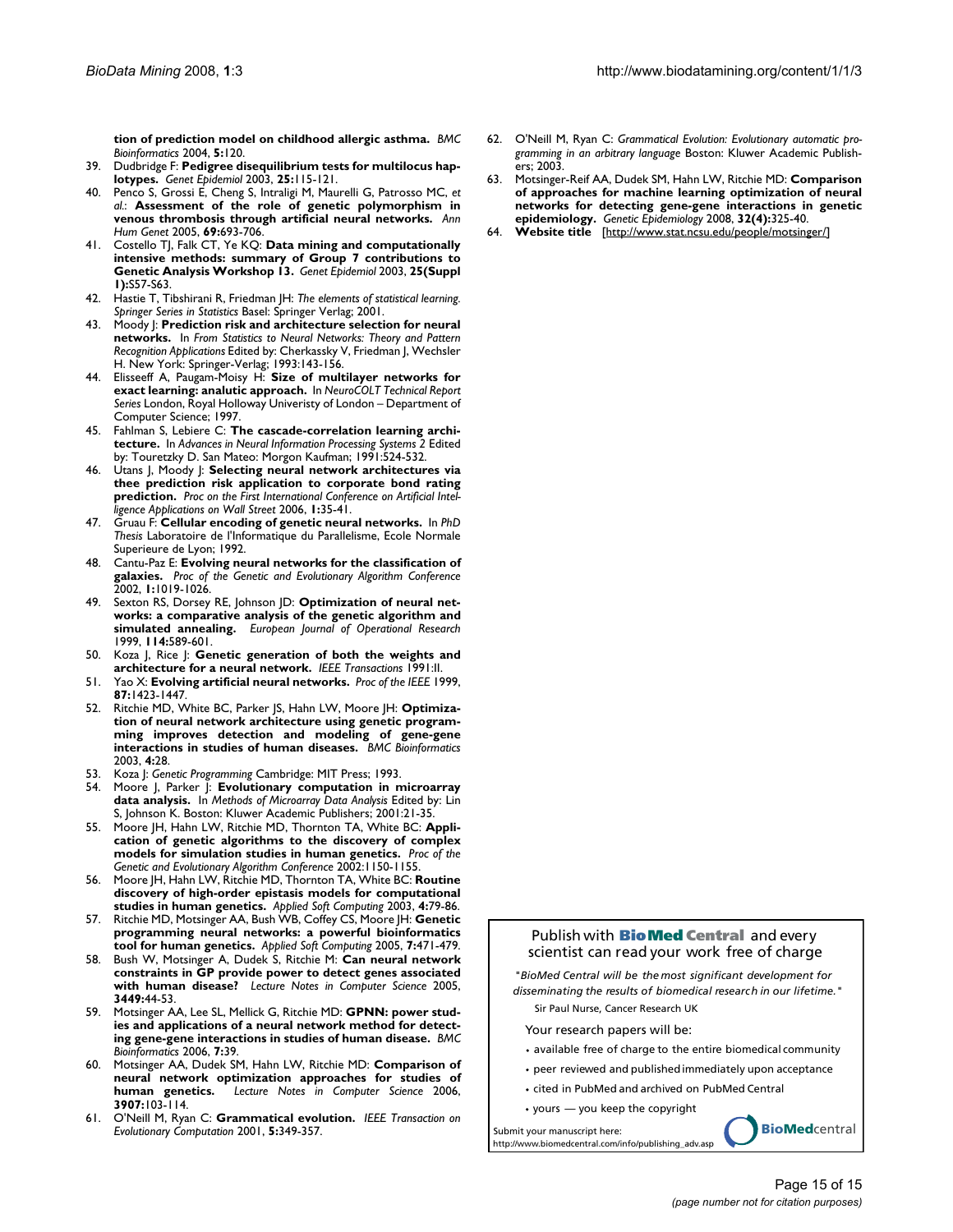tion of prediction model on childhood allergic asthma.** *BMC Bioinformatics* 2004, **5:**120.

39. Dudbridge F: **Pedigree disequilibrium tests for multilocus haplotypes.** *Genet Epidemiol* 2003, **25:**115-121.
40. Penco S, Grossi E, Cheng S, Intraligi M, Maurelli G, Patrosso MC, *et al.*: **Assessment of the role of genetic polymorphism in venous thrombosis through artificial neural networks.** *Ann Hum Genet* 2005, **69:**693-706.
41. Costello TJ, Falk CT, Ye KQ: **Data mining and computationally intensive methods: summary of Group 7 contributions to Genetic Analysis Workshop 13.** *Genet Epidemiol* 2003, **25(Suppl 1):**S57-S63.
42. Hastie T, Tibshirani R, Friedman JH: *The elements of statistical learning. Springer Series in Statistics* Basel: Springer Verlag; 2001.
43. Moody J: **Prediction risk and architecture selection for neural networks.** In *From Statistics to Neural Networks: Theory and Pattern Recognition Applications* Edited by: Cherkassky V, Friedman J, Wechsler H. New York: Springer-Verlag; 1993:143-156.
44. Elisseeff A, Paugam-Moisy H: **Size of multilayer networks for exact learning: analutic approach.** In *NeuroCOLT Technical Report Series* London, Royal Holloway Univeristy of London – Department of Computer Science; 1997.
45. Fahlman S, Lebiere C: **The cascade-correlation learning architecture.** In *Advances in Neural Information Processing Systems 2* Edited by: Touretzky D. San Mateo: Morgon Kaufman; 1991:524-532.
46. Utans J, Moody J: **Selecting neural network architectures via thee prediction risk application to corporate bond rating prediction.** *Proc on the First International Conference on Artificial Intelligence Applications on Wall Street* 2006, **1:**35-41.
47. Gruau F: **Cellular encoding of genetic neural networks.** In *PhD Thesis* Laboratoire de l'Informatique du Parallelisme, Ecole Normale Superieure de Lyon; 1992.
48. Cantu-Paz E: **Evolving neural networks for the classification of galaxies.** *Proc of the Genetic and Evolutionary Algorithm Conference* 2002, **1:**1019-1026.
49. Sexton RS, Dorsey RE, Johnson JD: **Optimization of neural networks: a comparative analysis of the genetic algorithm and simulated annealing.** *European Journal of Operational Research* 1999, **114:**589-601.
50. Koza J, Rice J: **Genetic generation of both the weights and architecture for a neural network.** *IEEE Transactions* 1991:II.
51. Yao X: **Evolving artificial neural networks.** *Proc of the IEEE* 1999, **87:**1423-1447.
52. Ritchie MD, White BC, Parker JS, Hahn LW, Moore JH: **Optimization of neural network architecture using genetic programming improves detection and modeling of gene-gene interactions in studies of human diseases.** *BMC Bioinformatics* 2003, **4:**28.
53. Koza J: *Genetic Programming* Cambridge: MIT Press; 1993.
54. Moore J, Parker J: **Evolutionary computation in microarray data analysis.** In *Methods of Microarray Data Analysis* Edited by: Lin S, Johnson K. Boston: Kluwer Academic Publishers; 2001:21-35.
55. Moore JH, Hahn LW, Ritchie MD, Thornton TA, White BC: **Application of genetic algorithms to the discovery of complex models for simulation studies in human genetics.** *Proc of the Genetic and Evolutionary Algorithm Conference* 2002:1150-1155.
56. Moore JH, Hahn LW, Ritchie MD, Thornton TA, White BC: **Routine discovery of high-order epistasis models for computational studies in human genetics.** *Applied Soft Computing* 2003, **4:**79-86.
57. Ritchie MD, Motsinger AA, Bush WB, Coffey CS, Moore JH: **Genetic programming neural networks: a powerful bioinformatics tool for human genetics.** *Applied Soft Computing* 2005, **7:**471-479.
58. Bush W, Motsinger A, Dudek S, Ritchie M: **Can neural network constraints in GP provide power to detect genes associated with human disease?** *Lecture Notes in Computer Science* 2005, **3449:**44-53.
59. Motsinger AA, Lee SL, Mellick G, Ritchie MD: **GPNN: power studies and applications of a neural network method for detecting gene-gene interactions in studies of human disease.** *BMC Bioinformatics* 2006, **7:**39.
60. Motsinger AA, Dudek SM, Hahn LW, Ritchie MD: **Comparison of neural network optimization approaches for studies of human genetics.** *Lecture Notes in Computer Science* 2006, **3907:**103-114.
61. O'Neill M, Ryan C: **Grammatical evolution.** *IEEE Transaction on Evolutionary Computation* 2001, **5:**349-357.
62. O'Neill M, Ryan C: *Grammatical Evolution: Evolutionary automatic programming in an arbitrary language* Boston: Kluwer Academic Publishers; 2003.
63. Motsinger-Reif AA, Dudek SM, Hahn LW, Ritchie MD: **Comparison of approaches for machine learning optimization of neural networks for detecting gene-gene interactions in genetic epidemiology.** *Genetic Epidemiology* 2008, **32(4):**325-40.
64. **Website title** [http://www.stat.ncsu.edu/people/motsinger/]

Publish with **BioMed Central** and every scientist can read your work free of charge

*"BioMed Central will be the most significant development for disseminating the results of biomedical research in our lifetime."*

Sir Paul Nurse, Cancer Research UK

Your research papers will be:

- available free of charge to the entire biomedical community
- peer reviewed and published immediately upon acceptance
- cited in PubMed and archived on PubMed Central
- yours — you keep the copyright

Submit your manuscript here:
http://www.biomedcentral.com/info/publishing_adv.asp

**BioMed**central